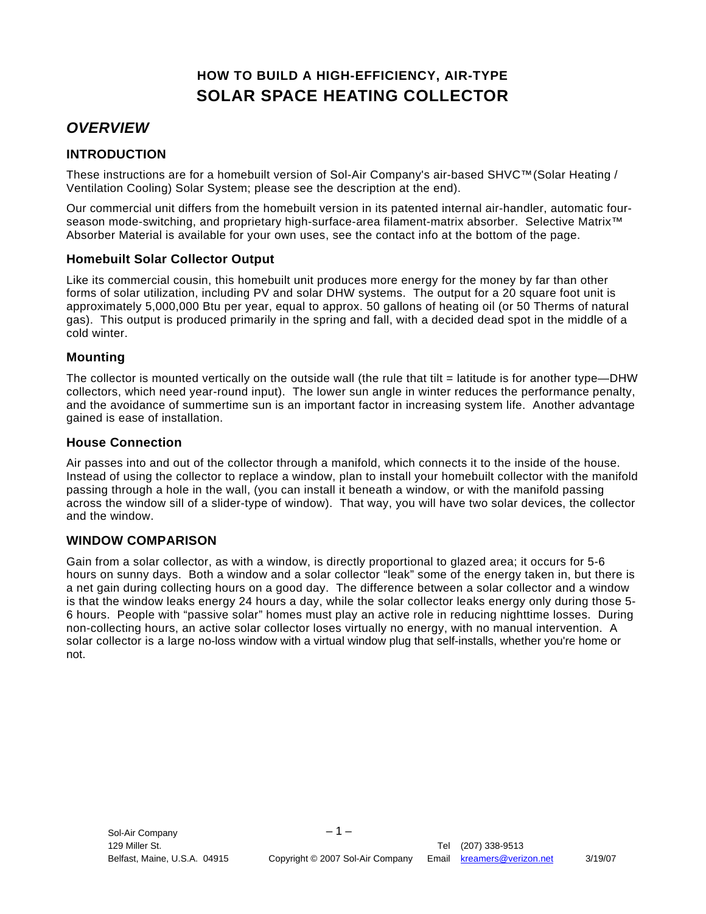# HOW TO BUILD A HIGH-EFFICIENCY, AIR-TYPE SOLAR SPACE HEATING COLLECTOR

## *OVERVIEW*

### INTRODUCTION

These instructions are for a homebuilt version of Sol-Air Company's air-based SHVC™(Solar Heating / Ventilation Cooling) Solar System; please see the description at the end).

Our commercial unit differs from the homebuilt version in its patented internal air-handler, automatic four-season mode-switching, and proprietary high-surface-area filament-matrix absorber. Selective Matrix™ Absorber Material is available for your own uses, see the contact info at the bottom of the page.

### Homebuilt Solar Collector Output

Like its commercial cousin, this homebuilt unit produces more energy for the money by far than other forms of solar utilization, including PV and solar DHW systems. The output for a 20 square foot unit is approximately 5,000,000 Btu per year, equal to approx. 50 gallons of heating oil (or 50 Therms of natural gas). This output is produced primarily in the spring and fall, with a decided dead spot in the middle of a cold winter.

### Mounting

The collector is mounted vertically on the outside wall (the rule that tilt = latitude is for another type—DHW collectors, which need year-round input). The lower sun angle in winter reduces the performance penalty, and the avoidance of summertime sun is an important factor in increasing system life. Another advantage gained is ease of installation.

### House Connection

Air passes into and out of the collector through a manifold, which connects it to the inside of the house. Instead of using the collector to replace a window, plan to install your homebuilt collector with the manifold passing through a hole in the wall, (you can install it beneath a window, or with the manifold passing across the window sill of a slider-type of window). That way, you will have two solar devices, the collector and the window.

### WINDOW COMPARISON

Gain from a solar collector, as with a window, is directly proportional to glazed area; it occurs for 5-6 hours on sunny days. Both a window and a solar collector "leak" some of the energy taken in, but there is a net gain during collecting hours on a good day. The difference between a solar collector and a window is that the window leaks energy 24 hours a day, while the solar collector leaks energy only during those 5-6 hours. People with "passive solar" homes must play an active role in reducing nighttime losses. During non-collecting hours, an active solar collector loses virtually no energy, with no manual intervention. A solar collector is a large no-loss window with a virtual window plug that self-installs, whether you're home or not.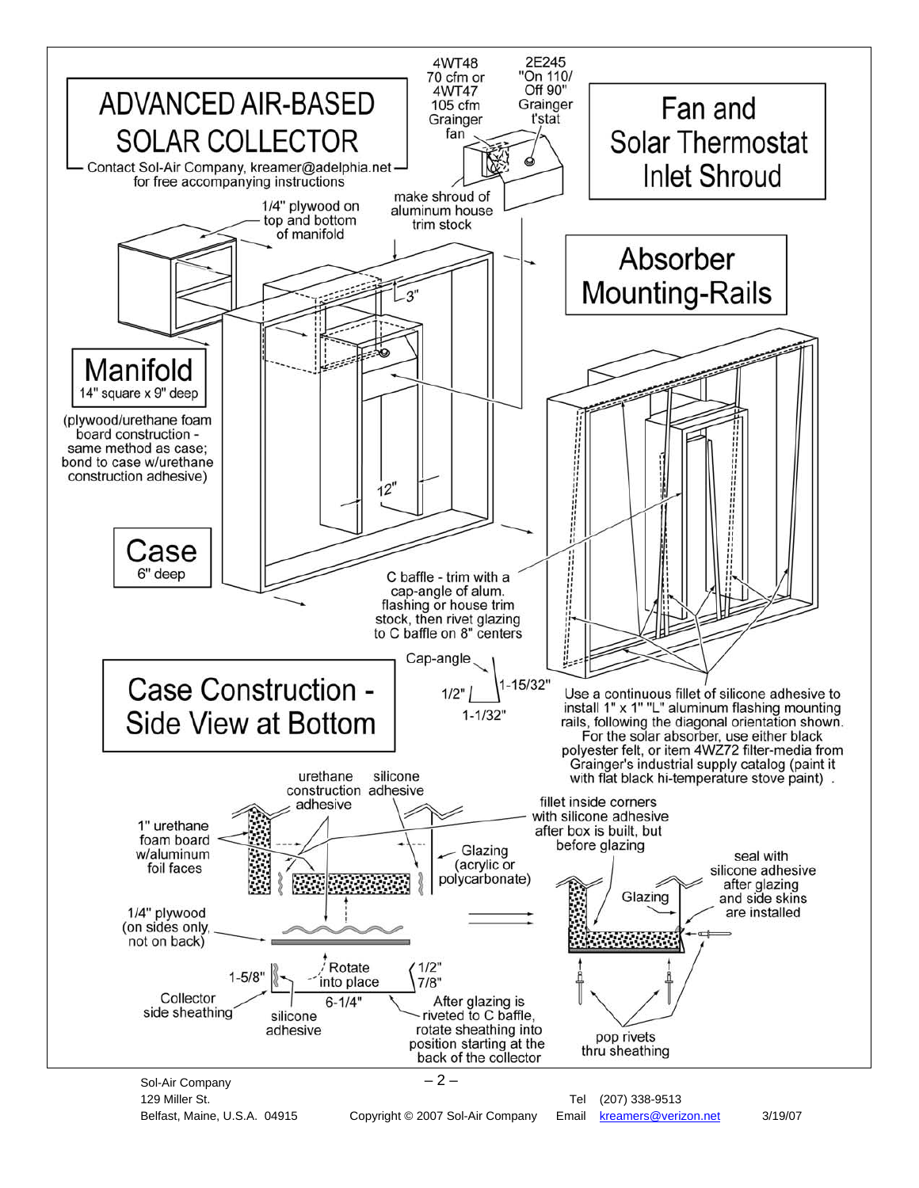# ADVANCED AIR-BASED SOLAR COLLECTOR

Contact Sol-Air Company, kreamer@adelphia.net for free accompanying instructions

## Fan and Solar Thermostat Inlet Shroud

4WT48 70 cfm or 4WT47 105 cfm Grainger fan

2E245 "On 110/ Off 90" Grainger t'stat

make shroud of aluminum house trim stock

1/4" plywood on top and bottom of manifold

3"

## Absorber Mounting-Rails

## Manifold

14" square x 9" deep

(plywood/urethane foam board construction - same method as case; bond to case w/urethane construction adhesive)

12"

## Case

6" deep

C baffle - trim with a cap-angle of alum. flashing or house trim stock, then rivet glazing to C baffle on 8" centers

Cap-angle

1/2"

1-15/32"

1-1/32"

Use a continuous fillet of silicone adhesive to install 1" x 1" "L" aluminum flashing mounting rails, following the diagonal orientation shown. For the solar absorber, use either black polyester felt, or item 4WZ72 filter-media from Grainger's industrial supply catalog (paint it with flat black hi-temperature stove paint) .

## Case Construction - Side View at Bottom

urethane construction adhesive

silicone adhesive

1" urethane foam board w/aluminum foil faces

fillet inside corners with silicone adhesive after box is built, but before glazing

Glazing (acrylic or polycarbonate)

1/4" plywood (on sides only, not on back)

Glazing

seal with silicone adhesive after glazing and side skins are installed

1-5/8"

Rotate into place

1/2"

7/8"

6-1/4"

Collector side sheathing

silicone adhesive

After glazing is riveted to C baffle, rotate sheathing into position starting at the back of the collector

pop rivets thru sheathing

Sol-Air Company
129 Miller St.
Belfast, Maine, U.S.A. 04915

Copyright © 2007 Sol-Air Company

Tel (207) 338-9513
Email kreamers@verizon.net

3/19/07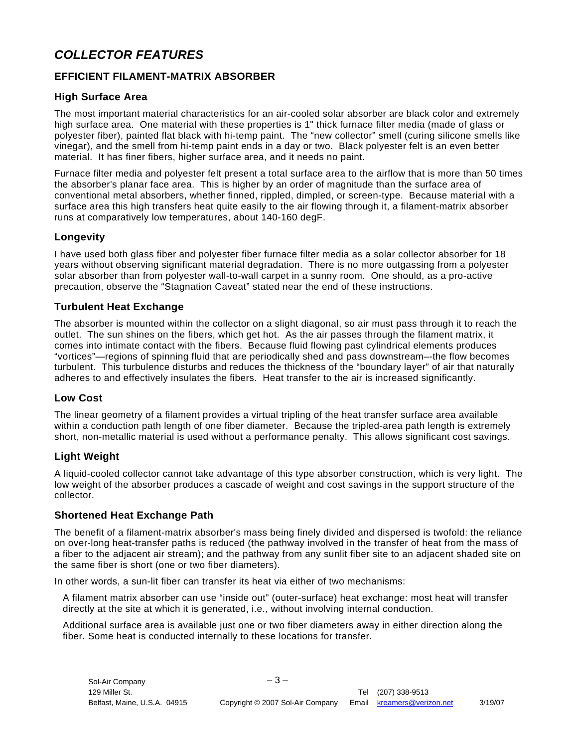# *COLLECTOR FEATURES*

## EFFICIENT FILAMENT-MATRIX ABSORBER

### High Surface Area

The most important material characteristics for an air-cooled solar absorber are black color and extremely high surface area. One material with these properties is 1" thick furnace filter media (made of glass or polyester fiber), painted flat black with hi-temp paint. The "new collector" smell (curing silicone smells like vinegar), and the smell from hi-temp paint ends in a day or two. Black polyester felt is an even better material. It has finer fibers, higher surface area, and it needs no paint.

Furnace filter media and polyester felt present a total surface area to the airflow that is more than 50 times the absorber's planar face area. This is higher by an order of magnitude than the surface area of conventional metal absorbers, whether finned, rippled, dimpled, or screen-type. Because material with a surface area this high transfers heat quite easily to the air flowing through it, a filament-matrix absorber runs at comparatively low temperatures, about 140-160 degF.

### Longevity

I have used both glass fiber and polyester fiber furnace filter media as a solar collector absorber for 18 years without observing significant material degradation. There is no more outgassing from a polyester solar absorber than from polyester wall-to-wall carpet in a sunny room. One should, as a pro-active precaution, observe the "Stagnation Caveat" stated near the end of these instructions.

### Turbulent Heat Exchange

The absorber is mounted within the collector on a slight diagonal, so air must pass through it to reach the outlet. The sun shines on the fibers, which get hot. As the air passes through the filament matrix, it comes into intimate contact with the fibers. Because fluid flowing past cylindrical elements produces "vortices"—regions of spinning fluid that are periodically shed and pass downstream–-the flow becomes turbulent. This turbulence disturbs and reduces the thickness of the "boundary layer" of air that naturally adheres to and effectively insulates the fibers. Heat transfer to the air is increased significantly.

### Low Cost

The linear geometry of a filament provides a virtual tripling of the heat transfer surface area available within a conduction path length of one fiber diameter. Because the tripled-area path length is extremely short, non-metallic material is used without a performance penalty. This allows significant cost savings.

### Light Weight

A liquid-cooled collector cannot take advantage of this type absorber construction, which is very light. The low weight of the absorber produces a cascade of weight and cost savings in the support structure of the collector.

### Shortened Heat Exchange Path

The benefit of a filament-matrix absorber's mass being finely divided and dispersed is twofold: the reliance on over-long heat-transfer paths is reduced (the pathway involved in the transfer of heat from the mass of a fiber to the adjacent air stream); and the pathway from any sunlit fiber site to an adjacent shaded site on the same fiber is short (one or two fiber diameters).

In other words, a sun-lit fiber can transfer its heat via either of two mechanisms:

A filament matrix absorber can use "inside out" (outer-surface) heat exchange: most heat will transfer directly at the site at which it is generated, i.e., without involving internal conduction.

Additional surface area is available just one or two fiber diameters away in either direction along the fiber. Some heat is conducted internally to these locations for transfer.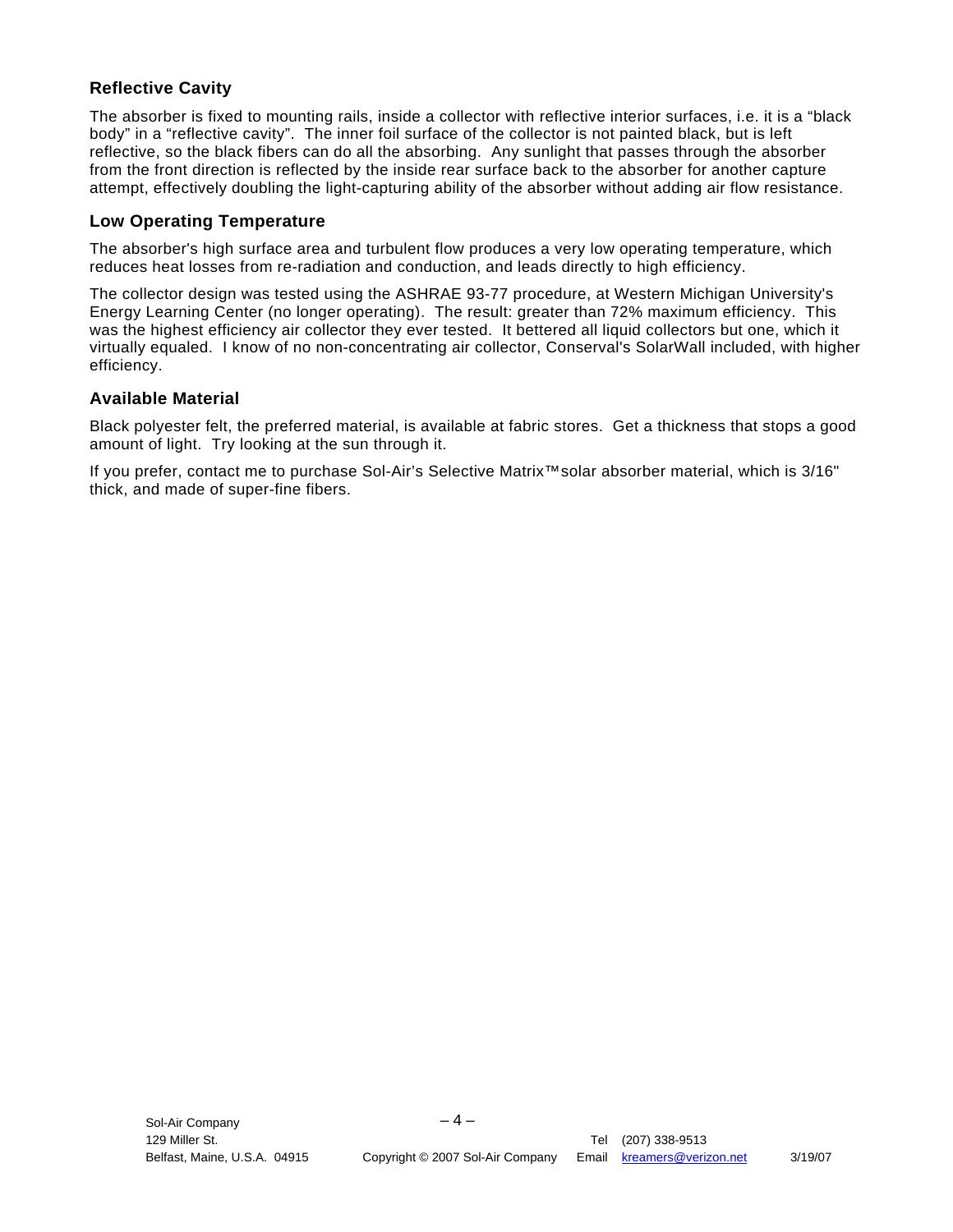## Reflective Cavity

The absorber is fixed to mounting rails, inside a collector with reflective interior surfaces, i.e. it is a "black body" in a "reflective cavity". The inner foil surface of the collector is not painted black, but is left reflective, so the black fibers can do all the absorbing. Any sunlight that passes through the absorber from the front direction is reflected by the inside rear surface back to the absorber for another capture attempt, effectively doubling the light-capturing ability of the absorber without adding air flow resistance.

## Low Operating Temperature

The absorber's high surface area and turbulent flow produces a very low operating temperature, which reduces heat losses from re-radiation and conduction, and leads directly to high efficiency.

The collector design was tested using the ASHRAE 93-77 procedure, at Western Michigan University's Energy Learning Center (no longer operating). The result: greater than 72% maximum efficiency. This was the highest efficiency air collector they ever tested. It bettered all liquid collectors but one, which it virtually equaled. I know of no non-concentrating air collector, Conserval's SolarWall included, with higher efficiency.

## Available Material

Black polyester felt, the preferred material, is available at fabric stores. Get a thickness that stops a good amount of light. Try looking at the sun through it.

If you prefer, contact me to purchase Sol-Air's Selective Matrix™ solar absorber material, which is 3/16" thick, and made of super-fine fibers.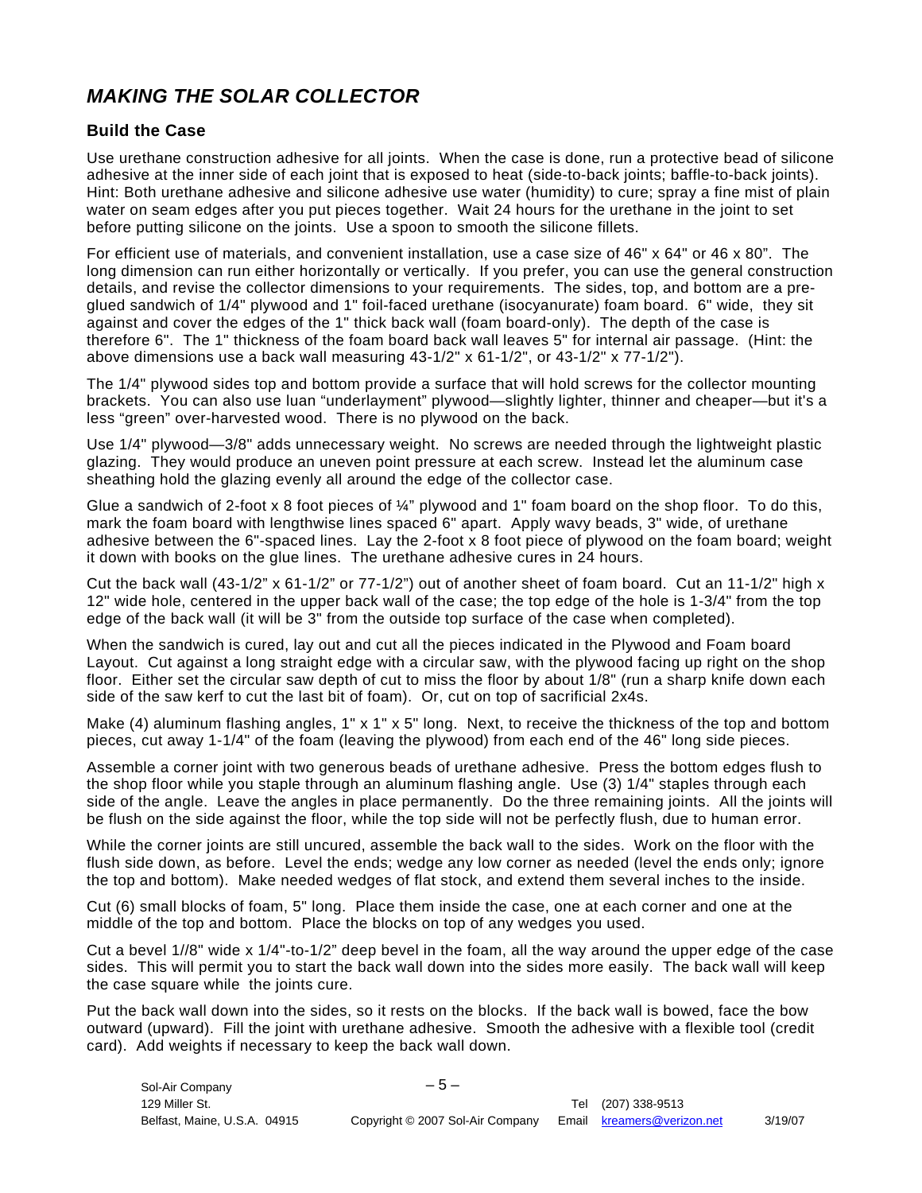## *MAKING THE SOLAR COLLECTOR*

### Build the Case

Use urethane construction adhesive for all joints. When the case is done, run a protective bead of silicone adhesive at the inner side of each joint that is exposed to heat (side-to-back joints; baffle-to-back joints). Hint: Both urethane adhesive and silicone adhesive use water (humidity) to cure; spray a fine mist of plain water on seam edges after you put pieces together. Wait 24 hours for the urethane in the joint to set before putting silicone on the joints. Use a spoon to smooth the silicone fillets.

For efficient use of materials, and convenient installation, use a case size of 46" x 64" or 46 x 80". The long dimension can run either horizontally or vertically. If you prefer, you can use the general construction details, and revise the collector dimensions to your requirements. The sides, top, and bottom are a pre-glued sandwich of 1/4" plywood and 1" foil-faced urethane (isocyanurate) foam board. 6" wide, they sit against and cover the edges of the 1" thick back wall (foam board-only). The depth of the case is therefore 6". The 1" thickness of the foam board back wall leaves 5" for internal air passage. (Hint: the above dimensions use a back wall measuring 43-1/2" x 61-1/2", or 43-1/2" x 77-1/2").

The 1/4" plywood sides top and bottom provide a surface that will hold screws for the collector mounting brackets. You can also use luan "underlayment" plywood—slightly lighter, thinner and cheaper—but it's a less "green" over-harvested wood. There is no plywood on the back.

Use 1/4" plywood—3/8" adds unnecessary weight. No screws are needed through the lightweight plastic glazing. They would produce an uneven point pressure at each screw. Instead let the aluminum case sheathing hold the glazing evenly all around the edge of the collector case.

Glue a sandwich of 2-foot x 8 foot pieces of ¼" plywood and 1" foam board on the shop floor. To do this, mark the foam board with lengthwise lines spaced 6" apart. Apply wavy beads, 3" wide, of urethane adhesive between the 6"-spaced lines. Lay the 2-foot x 8 foot piece of plywood on the foam board; weight it down with books on the glue lines. The urethane adhesive cures in 24 hours.

Cut the back wall (43-1/2" x 61-1/2" or 77-1/2") out of another sheet of foam board. Cut an 11-1/2" high x 12" wide hole, centered in the upper back wall of the case; the top edge of the hole is 1-3/4" from the top edge of the back wall (it will be 3" from the outside top surface of the case when completed).

When the sandwich is cured, lay out and cut all the pieces indicated in the Plywood and Foam board Layout. Cut against a long straight edge with a circular saw, with the plywood facing up right on the shop floor. Either set the circular saw depth of cut to miss the floor by about 1/8" (run a sharp knife down each side of the saw kerf to cut the last bit of foam). Or, cut on top of sacrificial 2x4s.

Make (4) aluminum flashing angles, 1" x 1" x 5" long. Next, to receive the thickness of the top and bottom pieces, cut away 1-1/4" of the foam (leaving the plywood) from each end of the 46" long side pieces.

Assemble a corner joint with two generous beads of urethane adhesive. Press the bottom edges flush to the shop floor while you staple through an aluminum flashing angle. Use (3) 1/4" staples through each side of the angle. Leave the angles in place permanently. Do the three remaining joints. All the joints will be flush on the side against the floor, while the top side will not be perfectly flush, due to human error.

While the corner joints are still uncured, assemble the back wall to the sides. Work on the floor with the flush side down, as before. Level the ends; wedge any low corner as needed (level the ends only; ignore the top and bottom). Make needed wedges of flat stock, and extend them several inches to the inside.

Cut (6) small blocks of foam, 5" long. Place them inside the case, one at each corner and one at the middle of the top and bottom. Place the blocks on top of any wedges you used.

Cut a bevel 1//8" wide x 1/4"-to-1/2" deep bevel in the foam, all the way around the upper edge of the case sides. This will permit you to start the back wall down into the sides more easily. The back wall will keep the case square while the joints cure.

Put the back wall down into the sides, so it rests on the blocks. If the back wall is bowed, face the bow outward (upward). Fill the joint with urethane adhesive. Smooth the adhesive with a flexible tool (credit card). Add weights if necessary to keep the back wall down.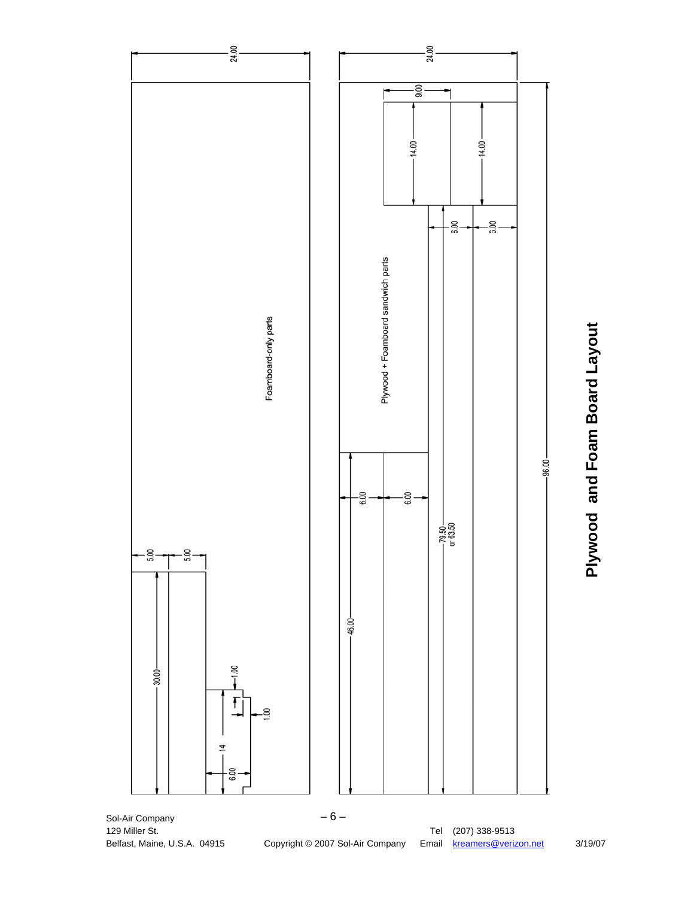# Plywood and Foam Board Layout

Foamboard-only parts

24.00

5.00

5.00

30.00

1.00

1.00

14

6.00

Plywood + Foamboard sandwich parts

24.00

9.00

14.00

14.00

5.00

5.00

6.00

6.00

46.00

79.50 or 63.50

96.00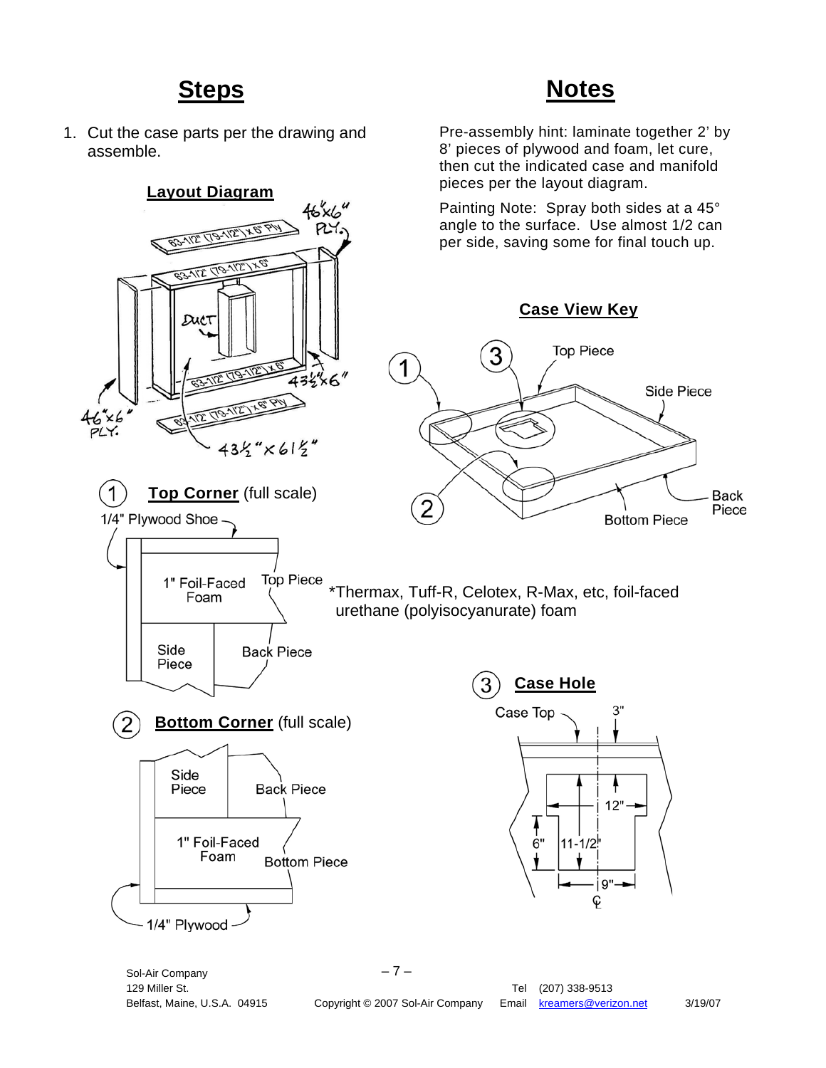## Steps

1. Cut the case parts per the drawing and assemble.

### Layout Diagram

63-1/2" (79-1/2") x 6" Ply

63-1/2" (79-1/2") x 6"

46"x6" PLY.

DUCT

63-1/2" (79-1/2") x 6"

43¼"x6"

46"x6" PLY.

63-1/2" (79-1/2") x 6" Ply

43½"x61½"

### ① Top Corner (full scale)

1/4" Plywood Shoe

1" Foil-Faced Foam

Top Piece

Side Piece

Back Piece

*Thermax, Tuff-R, Celotex, R-Max, etc, foil-faced urethane (polyisocyanurate) foam

### ② Bottom Corner (full scale)

Side Piece

Back Piece

1" Foil-Faced Foam

Bottom Piece

1/4" Plywood

## Notes

Pre-assembly hint: laminate together 2' by 8' pieces of plywood and foam, let cure, then cut the indicated case and manifold pieces per the layout diagram.

Painting Note: Spray both sides at a 45° angle to the surface. Use almost 1/2 can per side, saving some for final touch up.

### Case View Key

Top Piece

Side Piece

Back Piece

Bottom Piece

### ③ Case Hole

Case Top

3"

12"

6"

11-1/2"

9"

℄

Sol-Air Company
129 Miller St.
Belfast, Maine, U.S.A. 04915

Copyright © 2007 Sol-Air Company

Tel (207) 338-9513
Email kreamers@verizon.net

3/19/07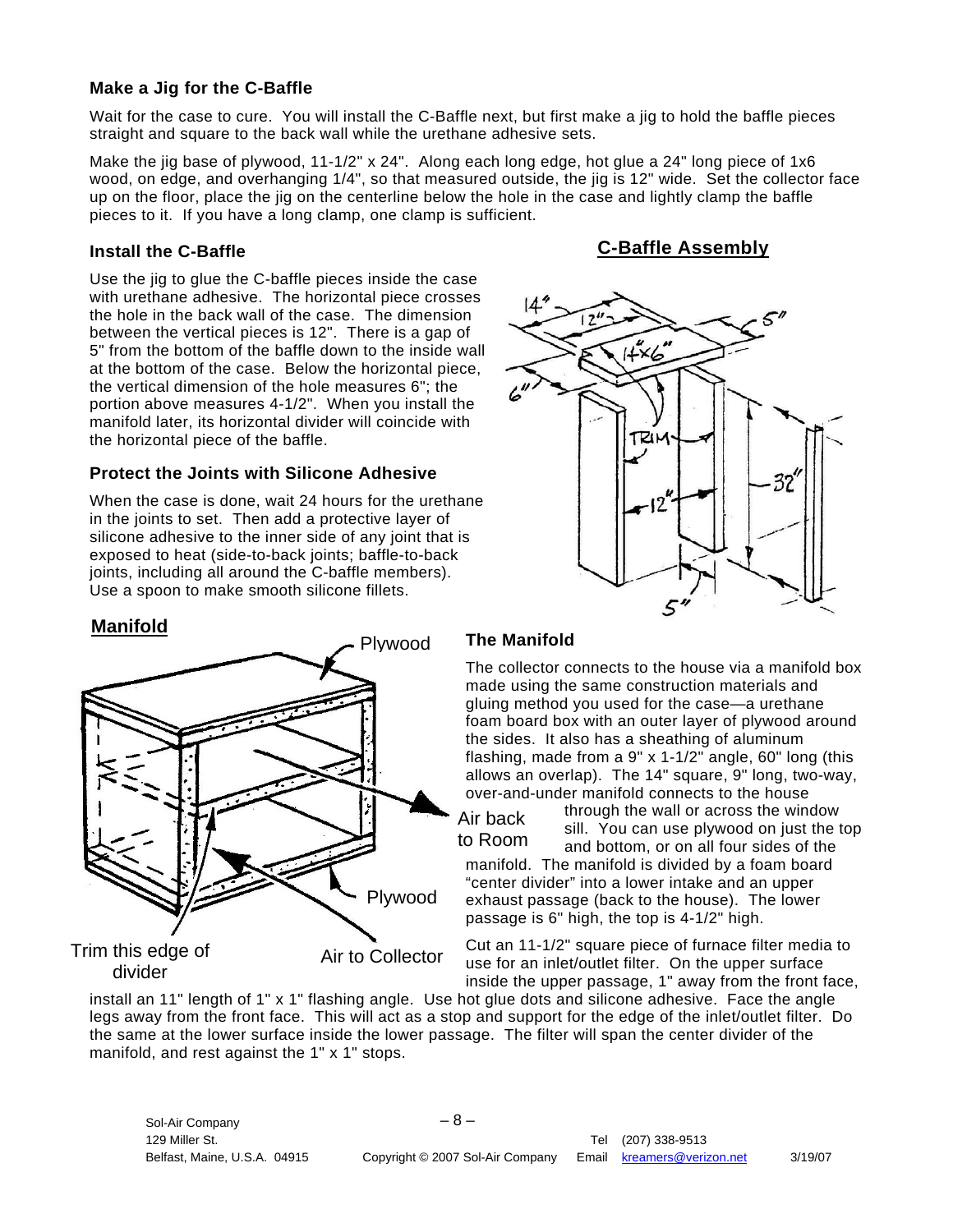### Make a Jig for the C-Baffle

Wait for the case to cure. You will install the C-Baffle next, but first make a jig to hold the baffle pieces straight and square to the back wall while the urethane adhesive sets.

Make the jig base of plywood, 11-1/2" x 24". Along each long edge, hot glue a 24" long piece of 1x6 wood, on edge, and overhanging 1/4", so that measured outside, the jig is 12" wide. Set the collector face up on the floor, place the jig on the centerline below the hole in the case and lightly clamp the baffle pieces to it. If you have a long clamp, one clamp is sufficient.

### Install the C-Baffle

Use the jig to glue the C-baffle pieces inside the case with urethane adhesive. The horizontal piece crosses the hole in the back wall of the case. The dimension between the vertical pieces is 12". There is a gap of 5" from the bottom of the baffle down to the inside wall at the bottom of the case. Below the horizontal piece, the vertical dimension of the hole measures 6"; the portion above measures 4-1/2". When you install the manifold later, its horizontal divider will coincide with the horizontal piece of the baffle.

## C-Baffle Assembly

14"
12"
5"
14"x6"
6"
TRIM
12"
32"
5"

### Protect the Joints with Silicone Adhesive

When the case is done, wait 24 hours for the urethane in the joints to set. Then add a protective layer of silicone adhesive to the inner side of any joint that is exposed to heat (side-to-back joints; baffle-to-back joints, including all around the C-baffle members). Use a spoon to make smooth silicone fillets.

## Manifold

Plywood
Air back to Room
Plywood
Trim this edge of divider
Air to Collector

### The Manifold

The collector connects to the house via a manifold box made using the same construction materials and gluing method you used for the case—a urethane foam board box with an outer layer of plywood around the sides. It also has a sheathing of aluminum flashing, made from a 9" x 1-1/2" angle, 60" long (this allows an overlap). The 14" square, 9" long, two-way, over-and-under manifold connects to the house through the wall or across the window sill. You can use plywood on just the top and bottom, or on all four sides of the manifold. The manifold is divided by a foam board "center divider" into a lower intake and an upper exhaust passage (back to the house). The lower passage is 6" high, the top is 4-1/2" high.

Cut an 11-1/2" square piece of furnace filter media to use for an inlet/outlet filter. On the upper surface inside the upper passage, 1" away from the front face, install an 11" length of 1" x 1" flashing angle. Use hot glue dots and silicone adhesive. Face the angle legs away from the front face. This will act as a stop and support for the edge of the inlet/outlet filter. Do the same at the lower surface inside the lower passage. The filter will span the center divider of the manifold, and rest against the 1" x 1" stops.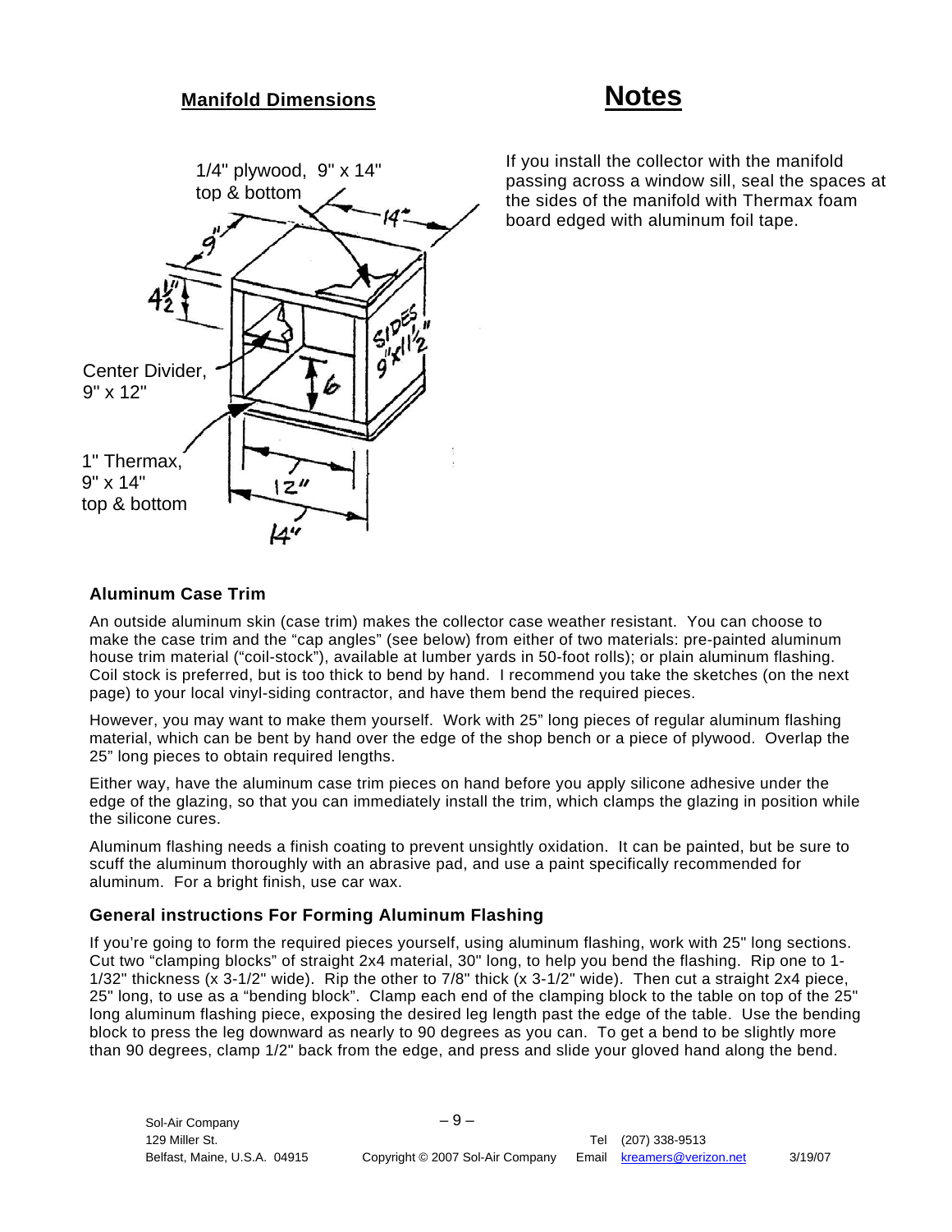## Manifold Dimensions

1/4" plywood, 9" x 14" top & bottom

14"

9"

4½"

SIDES 9"x11½"

6

Center Divider, 9" x 12"

1" Thermax, 9" x 14" top & bottom

12"

14"

## Notes

If you install the collector with the manifold passing across a window sill, seal the spaces at the sides of the manifold with Thermax foam board edged with aluminum foil tape.

### Aluminum Case Trim

An outside aluminum skin (case trim) makes the collector case weather resistant. You can choose to make the case trim and the "cap angles" (see below) from either of two materials: pre-painted aluminum house trim material ("coil-stock"), available at lumber yards in 50-foot rolls); or plain aluminum flashing. Coil stock is preferred, but is too thick to bend by hand. I recommend you take the sketches (on the next page) to your local vinyl-siding contractor, and have them bend the required pieces.

However, you may want to make them yourself. Work with 25" long pieces of regular aluminum flashing material, which can be bent by hand over the edge of the shop bench or a piece of plywood. Overlap the 25" long pieces to obtain required lengths.

Either way, have the aluminum case trim pieces on hand before you apply silicone adhesive under the edge of the glazing, so that you can immediately install the trim, which clamps the glazing in position while the silicone cures.

Aluminum flashing needs a finish coating to prevent unsightly oxidation. It can be painted, but be sure to scuff the aluminum thoroughly with an abrasive pad, and use a paint specifically recommended for aluminum. For a bright finish, use car wax.

### General instructions For Forming Aluminum Flashing

If you're going to form the required pieces yourself, using aluminum flashing, work with 25" long sections. Cut two "clamping blocks" of straight 2x4 material, 30" long, to help you bend the flashing. Rip one to 1-1/32" thickness (x 3-1/2" wide). Rip the other to 7/8" thick (x 3-1/2" wide). Then cut a straight 2x4 piece, 25" long, to use as a "bending block". Clamp each end of the clamping block to the table on top of the 25" long aluminum flashing piece, exposing the desired leg length past the edge of the table. Use the bending block to press the leg downward as nearly to 90 degrees as you can. To get a bend to be slightly more than 90 degrees, clamp 1/2" back from the edge, and press and slide your gloved hand along the bend.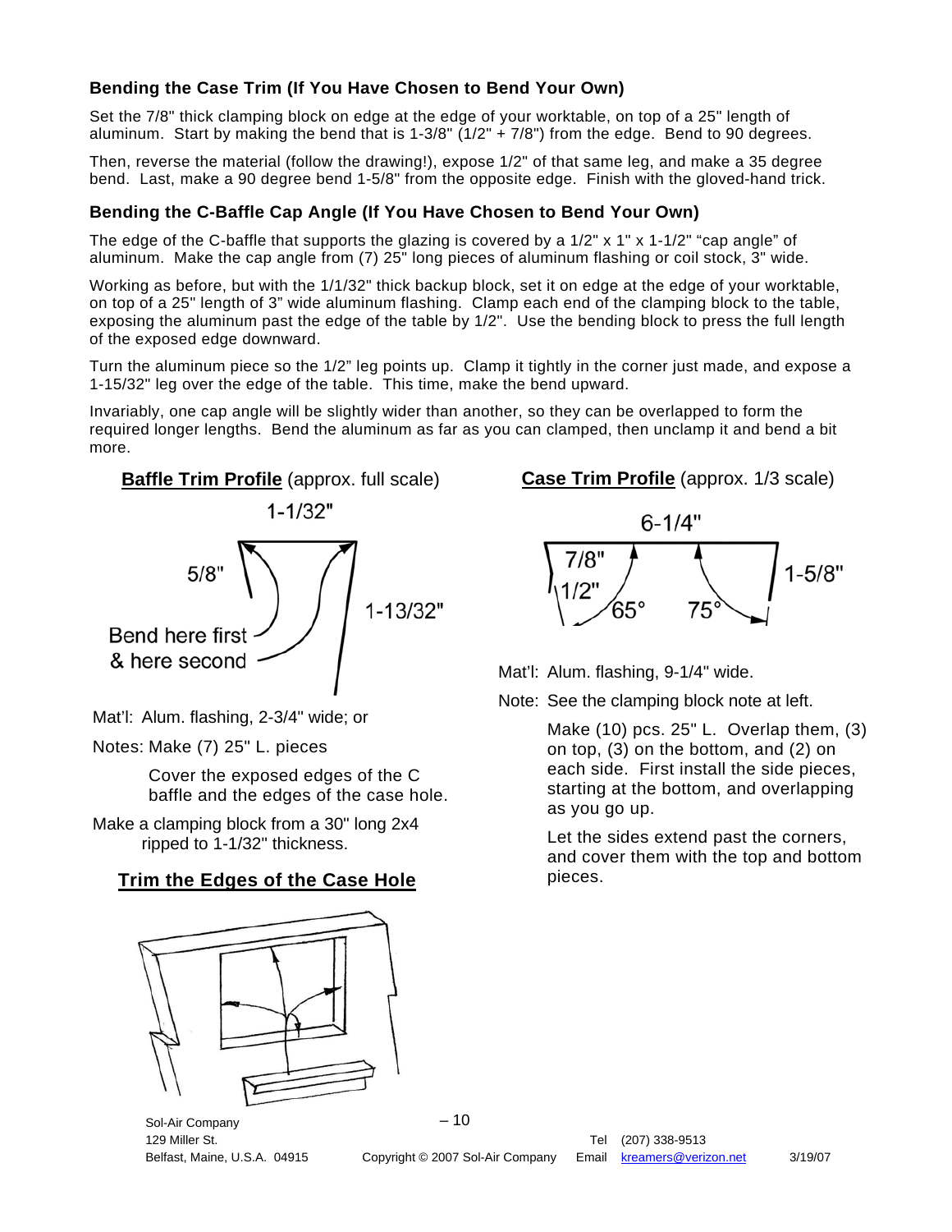### Bending the Case Trim (If You Have Chosen to Bend Your Own)

Set the 7/8" thick clamping block on edge at the edge of your worktable, on top of a 25" length of aluminum. Start by making the bend that is 1-3/8" (1/2" + 7/8") from the edge. Bend to 90 degrees.

Then, reverse the material (follow the drawing!), expose 1/2" of that same leg, and make a 35 degree bend. Last, make a 90 degree bend 1-5/8" from the opposite edge. Finish with the gloved-hand trick.

### Bending the C-Baffle Cap Angle (If You Have Chosen to Bend Your Own)

The edge of the C-baffle that supports the glazing is covered by a 1/2" x 1" x 1-1/2" "cap angle" of aluminum. Make the cap angle from (7) 25" long pieces of aluminum flashing or coil stock, 3" wide.

Working as before, but with the 1/1/32" thick backup block, set it on edge at the edge of your worktable, on top of a 25" length of 3" wide aluminum flashing. Clamp each end of the clamping block to the table, exposing the aluminum past the edge of the table by 1/2". Use the bending block to press the full length of the exposed edge downward.

Turn the aluminum piece so the 1/2" leg points up. Clamp it tightly in the corner just made, and expose a 1-15/32" leg over the edge of the table. This time, make the bend upward.

Invariably, one cap angle will be slightly wider than another, so they can be overlapped to form the required longer lengths. Bend the aluminum as far as you can clamped, then unclamp it and bend a bit more.

**Baffle Trim Profile** (approx. full scale)

1-1/32"

5/8"

1-13/32"

Bend here first

& here second

Mat'l: Alum. flashing, 2-3/4" wide; or

Notes: Make (7) 25" L. pieces

Cover the exposed edges of the C baffle and the edges of the case hole.

Make a clamping block from a 30" long 2x4 ripped to 1-1/32" thickness.

**Trim the Edges of the Case Hole**

**Case Trim Profile** (approx. 1/3 scale)

6-1/4"

7/8"

1/2"

65°

75°

1-5/8"

Mat'l: Alum. flashing, 9-1/4" wide.

Note: See the clamping block note at left.

Make (10) pcs. 25" L. Overlap them, (3) on top, (3) on the bottom, and (2) on each side. First install the side pieces, starting at the bottom, and overlapping as you go up.

Let the sides extend past the corners, and cover them with the top and bottom pieces.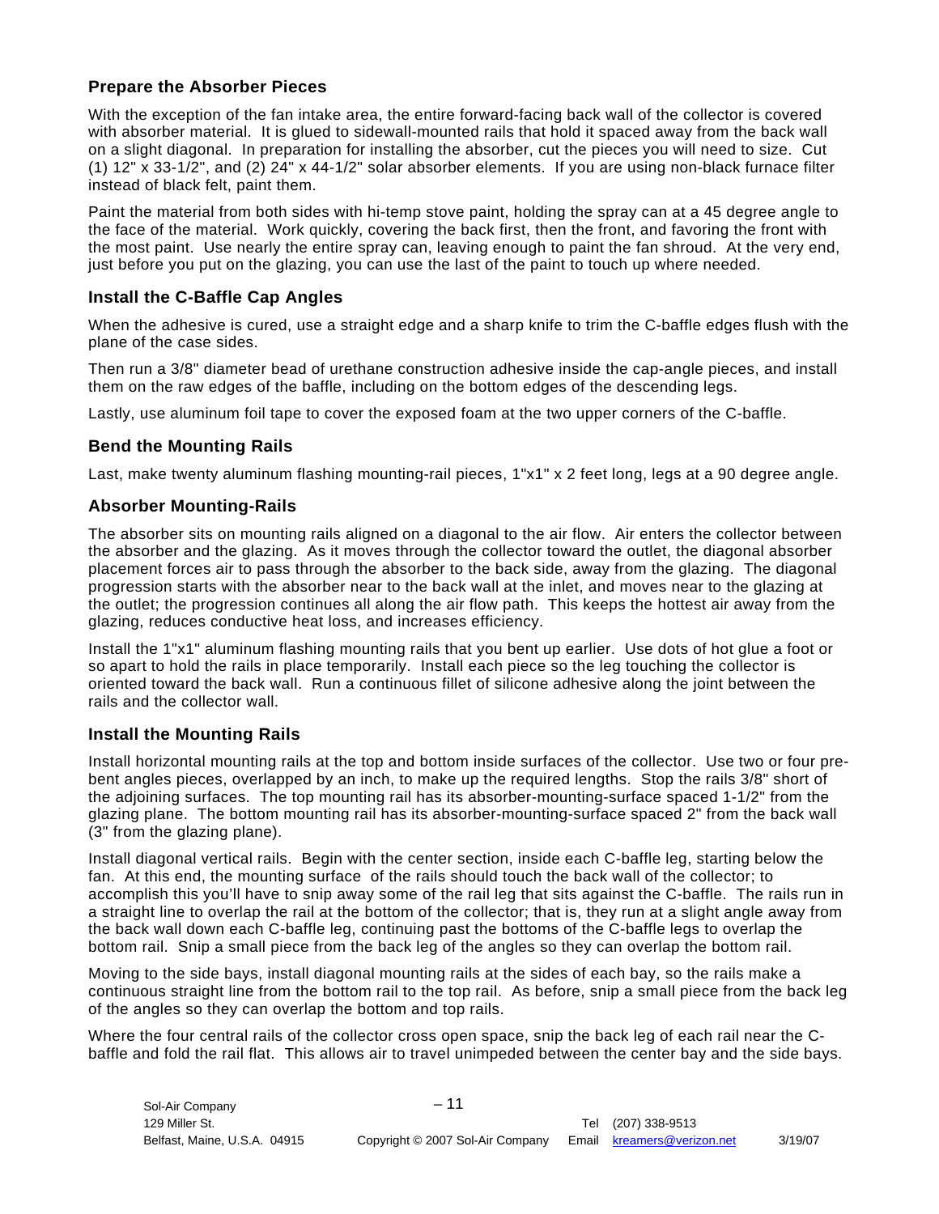### Prepare the Absorber Pieces

With the exception of the fan intake area, the entire forward-facing back wall of the collector is covered with absorber material. It is glued to sidewall-mounted rails that hold it spaced away from the back wall on a slight diagonal. In preparation for installing the absorber, cut the pieces you will need to size. Cut (1) 12" x 33-1/2", and (2) 24" x 44-1/2" solar absorber elements. If you are using non-black furnace filter instead of black felt, paint them.

Paint the material from both sides with hi-temp stove paint, holding the spray can at a 45 degree angle to the face of the material. Work quickly, covering the back first, then the front, and favoring the front with the most paint. Use nearly the entire spray can, leaving enough to paint the fan shroud. At the very end, just before you put on the glazing, you can use the last of the paint to touch up where needed.

### Install the C-Baffle Cap Angles

When the adhesive is cured, use a straight edge and a sharp knife to trim the C-baffle edges flush with the plane of the case sides.

Then run a 3/8" diameter bead of urethane construction adhesive inside the cap-angle pieces, and install them on the raw edges of the baffle, including on the bottom edges of the descending legs.

Lastly, use aluminum foil tape to cover the exposed foam at the two upper corners of the C-baffle.

### Bend the Mounting Rails

Last, make twenty aluminum flashing mounting-rail pieces, 1"x1" x 2 feet long, legs at a 90 degree angle.

### Absorber Mounting-Rails

The absorber sits on mounting rails aligned on a diagonal to the air flow. Air enters the collector between the absorber and the glazing. As it moves through the collector toward the outlet, the diagonal absorber placement forces air to pass through the absorber to the back side, away from the glazing. The diagonal progression starts with the absorber near to the back wall at the inlet, and moves near to the glazing at the outlet; the progression continues all along the air flow path. This keeps the hottest air away from the glazing, reduces conductive heat loss, and increases efficiency.

Install the 1"x1" aluminum flashing mounting rails that you bent up earlier. Use dots of hot glue a foot or so apart to hold the rails in place temporarily. Install each piece so the leg touching the collector is oriented toward the back wall. Run a continuous fillet of silicone adhesive along the joint between the rails and the collector wall.

### Install the Mounting Rails

Install horizontal mounting rails at the top and bottom inside surfaces of the collector. Use two or four pre-bent angles pieces, overlapped by an inch, to make up the required lengths. Stop the rails 3/8" short of the adjoining surfaces. The top mounting rail has its absorber-mounting-surface spaced 1-1/2" from the glazing plane. The bottom mounting rail has its absorber-mounting-surface spaced 2" from the back wall (3" from the glazing plane).

Install diagonal vertical rails. Begin with the center section, inside each C-baffle leg, starting below the fan. At this end, the mounting surface of the rails should touch the back wall of the collector; to accomplish this you'll have to snip away some of the rail leg that sits against the C-baffle. The rails run in a straight line to overlap the rail at the bottom of the collector; that is, they run at a slight angle away from the back wall down each C-baffle leg, continuing past the bottoms of the C-baffle legs to overlap the bottom rail. Snip a small piece from the back leg of the angles so they can overlap the bottom rail.

Moving to the side bays, install diagonal mounting rails at the sides of each bay, so the rails make a continuous straight line from the bottom rail to the top rail. As before, snip a small piece from the back leg of the angles so they can overlap the bottom and top rails.

Where the four central rails of the collector cross open space, snip the back leg of each rail near the C-baffle and fold the rail flat. This allows air to travel unimpeded between the center bay and the side bays.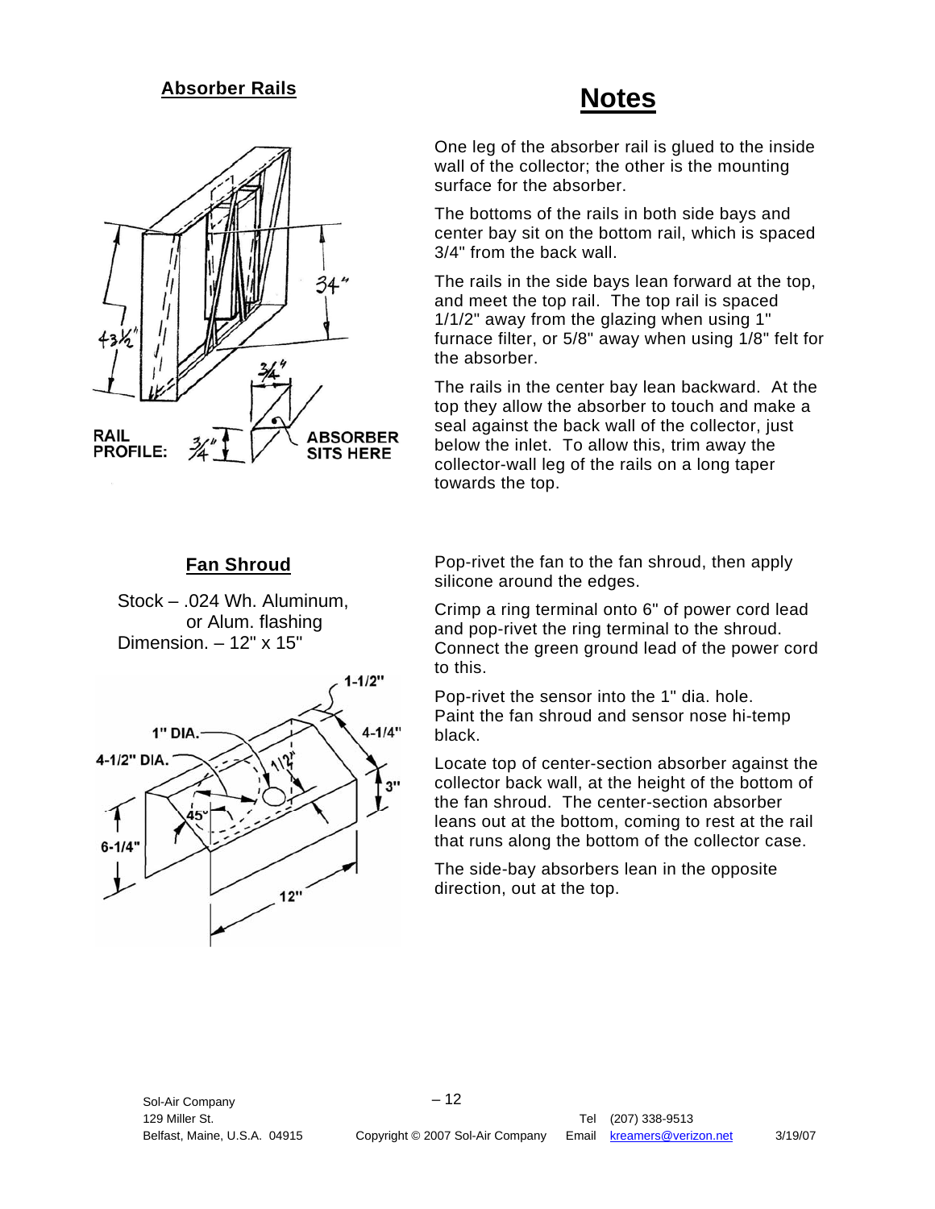## Absorber Rails

43½"

34"

¾"

RAIL PROFILE: ¾"

ABSORBER SITS HERE

## Notes

One leg of the absorber rail is glued to the inside wall of the collector; the other is the mounting surface for the absorber.

The bottoms of the rails in both side bays and center bay sit on the bottom rail, which is spaced 3/4" from the back wall.

The rails in the side bays lean forward at the top, and meet the top rail. The top rail is spaced 1/1/2" away from the glazing when using 1" furnace filter, or 5/8" away when using 1/8" felt for the absorber.

The rails in the center bay lean backward. At the top they allow the absorber to touch and make a seal against the back wall of the collector, just below the inlet. To allow this, trim away the collector-wall leg of the rails on a long taper towards the top.

## Fan Shroud

Stock – .024 Wh. Aluminum, or Alum. flashing

Dimension. – 12" x 15"

1-1/2"

1" DIA.

4-1/4"

4-1/2" DIA.

1½"

3"

45°

6-1/4"

12"

Pop-rivet the fan to the fan shroud, then apply silicone around the edges.

Crimp a ring terminal onto 6" of power cord lead and pop-rivet the ring terminal to the shroud. Connect the green ground lead of the power cord to this.

Pop-rivet the sensor into the 1" dia. hole. Paint the fan shroud and sensor nose hi-temp black.

Locate top of center-section absorber against the collector back wall, at the height of the bottom of the fan shroud. The center-section absorber leans out at the bottom, coming to rest at the rail that runs along the bottom of the collector case.

The side-bay absorbers lean in the opposite direction, out at the top.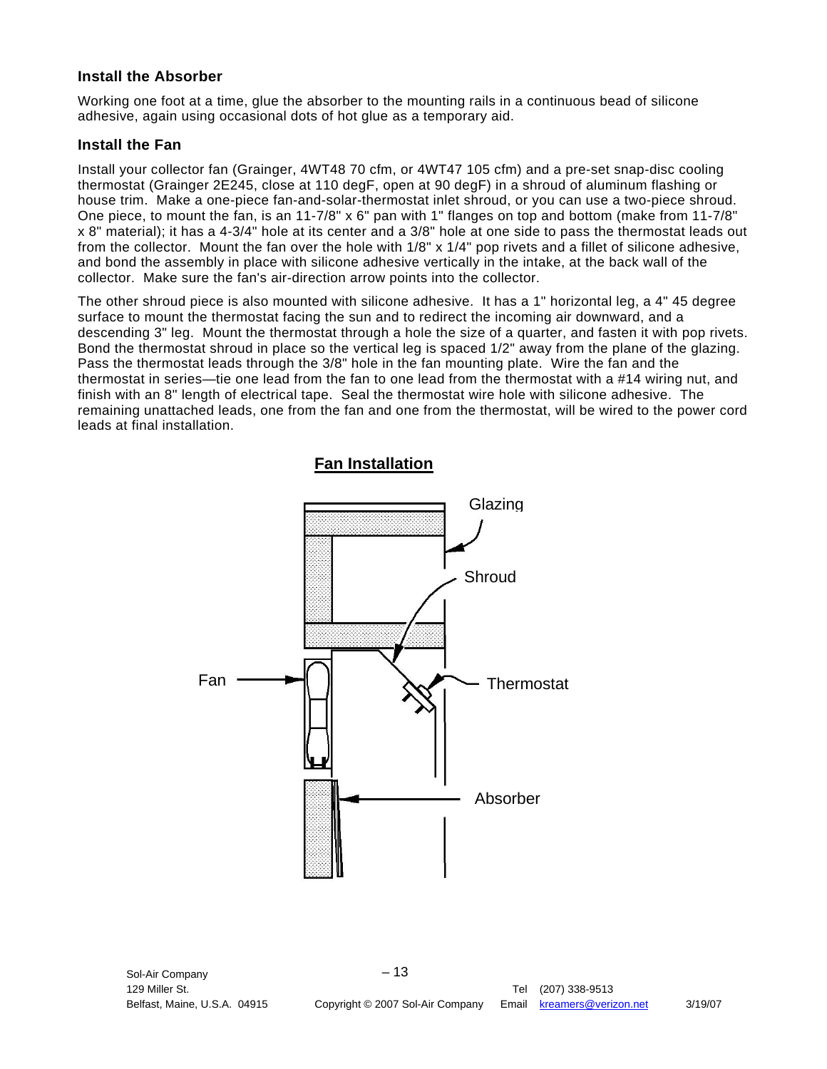### Install the Absorber

Working one foot at a time, glue the absorber to the mounting rails in a continuous bead of silicone adhesive, again using occasional dots of hot glue as a temporary aid.

### Install the Fan

Install your collector fan (Grainger, 4WT48 70 cfm, or 4WT47 105 cfm) and a pre-set snap-disc cooling thermostat (Grainger 2E245, close at 110 degF, open at 90 degF) in a shroud of aluminum flashing or house trim. Make a one-piece fan-and-solar-thermostat inlet shroud, or you can use a two-piece shroud. One piece, to mount the fan, is an 11-7/8" x 6" pan with 1" flanges on top and bottom (make from 11-7/8" x 8" material); it has a 4-3/4" hole at its center and a 3/8" hole at one side to pass the thermostat leads out from the collector. Mount the fan over the hole with 1/8" x 1/4" pop rivets and a fillet of silicone adhesive, and bond the assembly in place with silicone adhesive vertically in the intake, at the back wall of the collector. Make sure the fan's air-direction arrow points into the collector.

The other shroud piece is also mounted with silicone adhesive. It has a 1" horizontal leg, a 4" 45 degree surface to mount the thermostat facing the sun and to redirect the incoming air downward, and a descending 3" leg. Mount the thermostat through a hole the size of a quarter, and fasten it with pop rivets. Bond the thermostat shroud in place so the vertical leg is spaced 1/2" away from the plane of the glazing. Pass the thermostat leads through the 3/8" hole in the fan mounting plate. Wire the fan and the thermostat in series—tie one lead from the fan to one lead from the thermostat with a #14 wiring nut, and finish with an 8" length of electrical tape. Seal the thermostat wire hole with silicone adhesive. The remaining unattached leads, one from the fan and one from the thermostat, will be wired to the power cord leads at final installation.

**Fan Installation**

Glazing

Shroud

Fan

Thermostat

Absorber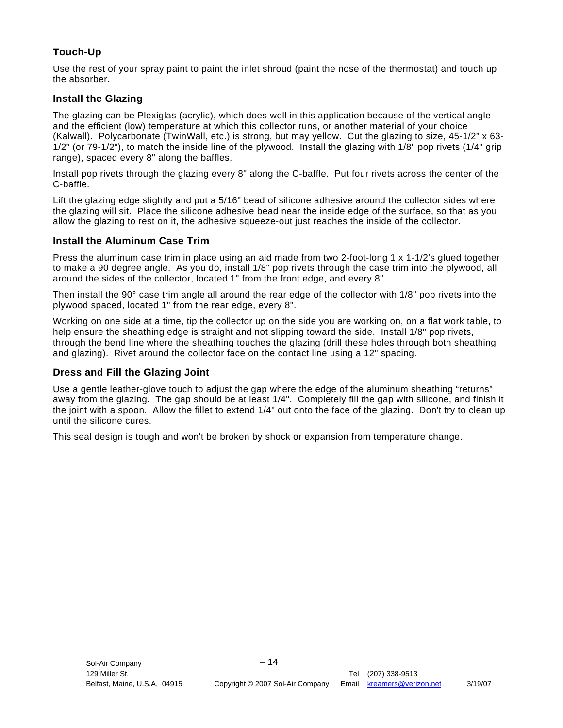### Touch-Up

Use the rest of your spray paint to paint the inlet shroud (paint the nose of the thermostat) and touch up the absorber.

### Install the Glazing

The glazing can be Plexiglas (acrylic), which does well in this application because of the vertical angle and the efficient (low) temperature at which this collector runs, or another material of your choice (Kalwall). Polycarbonate (TwinWall, etc.) is strong, but may yellow. Cut the glazing to size, 45-1/2" x 63-1/2" (or 79-1/2"), to match the inside line of the plywood. Install the glazing with 1/8" pop rivets (1/4" grip range), spaced every 8" along the baffles.

Install pop rivets through the glazing every 8" along the C-baffle. Put four rivets across the center of the C-baffle.

Lift the glazing edge slightly and put a 5/16" bead of silicone adhesive around the collector sides where the glazing will sit. Place the silicone adhesive bead near the inside edge of the surface, so that as you allow the glazing to rest on it, the adhesive squeeze-out just reaches the inside of the collector.

### Install the Aluminum Case Trim

Press the aluminum case trim in place using an aid made from two 2-foot-long 1 x 1-1/2's glued together to make a 90 degree angle. As you do, install 1/8" pop rivets through the case trim into the plywood, all around the sides of the collector, located 1" from the front edge, and every 8".

Then install the 90° case trim angle all around the rear edge of the collector with 1/8" pop rivets into the plywood spaced, located 1" from the rear edge, every 8".

Working on one side at a time, tip the collector up on the side you are working on, on a flat work table, to help ensure the sheathing edge is straight and not slipping toward the side. Install 1/8" pop rivets, through the bend line where the sheathing touches the glazing (drill these holes through both sheathing and glazing). Rivet around the collector face on the contact line using a 12" spacing.

### Dress and Fill the Glazing Joint

Use a gentle leather-glove touch to adjust the gap where the edge of the aluminum sheathing "returns" away from the glazing. The gap should be at least 1/4". Completely fill the gap with silicone, and finish it the joint with a spoon. Allow the fillet to extend 1/4" out onto the face of the glazing. Don't try to clean up until the silicone cures.

This seal design is tough and won't be broken by shock or expansion from temperature change.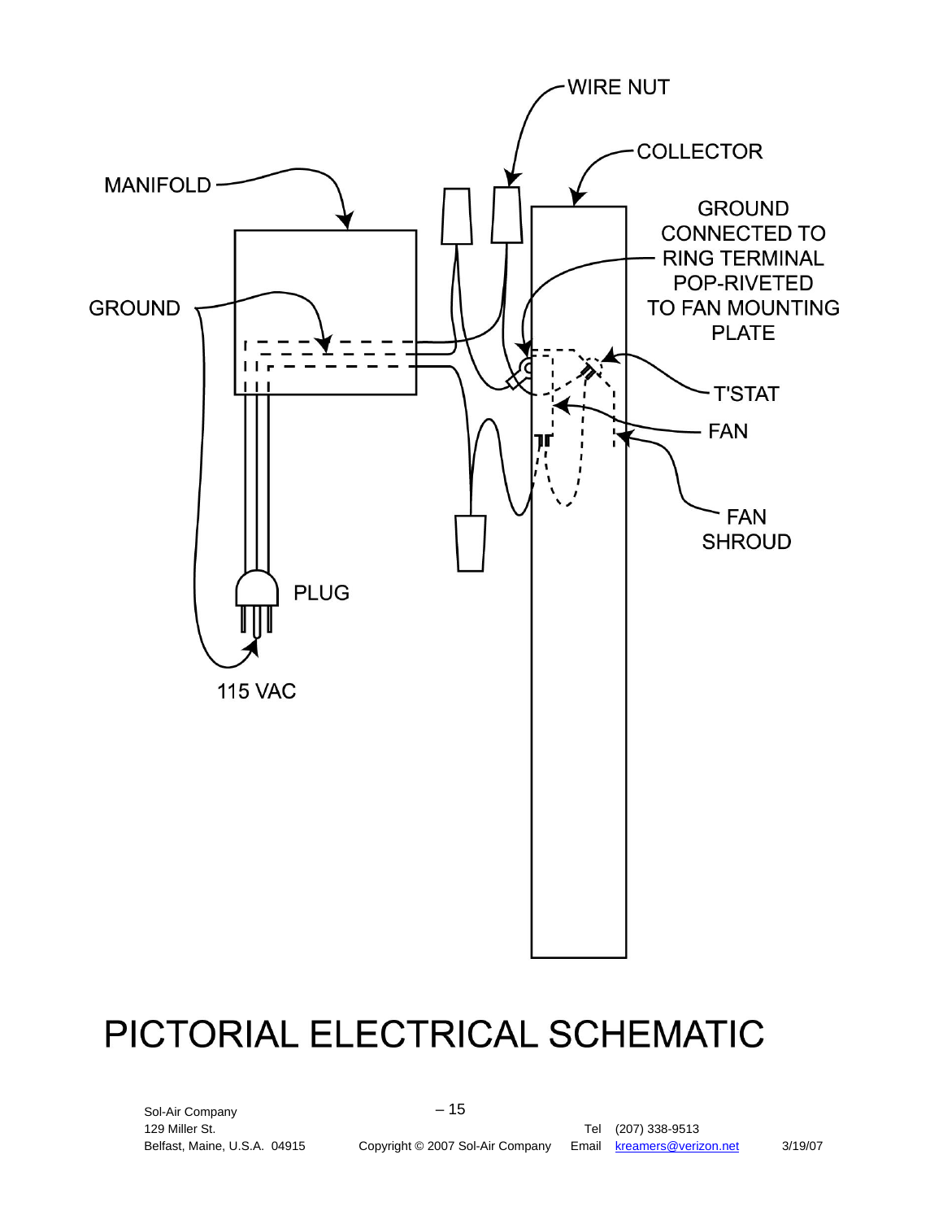WIRE NUT

COLLECTOR

MANIFOLD

GROUND CONNECTED TO RING TERMINAL POP-RIVETED TO FAN MOUNTING PLATE

GROUND

T'STAT

FAN

FAN SHROUD

PLUG

115 VAC

# PICTORIAL ELECTRICAL SCHEMATIC

Sol-Air Company
129 Miller St.
Belfast, Maine, U.S.A. 04915

Copyright © 2007 Sol-Air Company

Tel (207) 338-9513
Email kreamers@verizon.net

3/19/07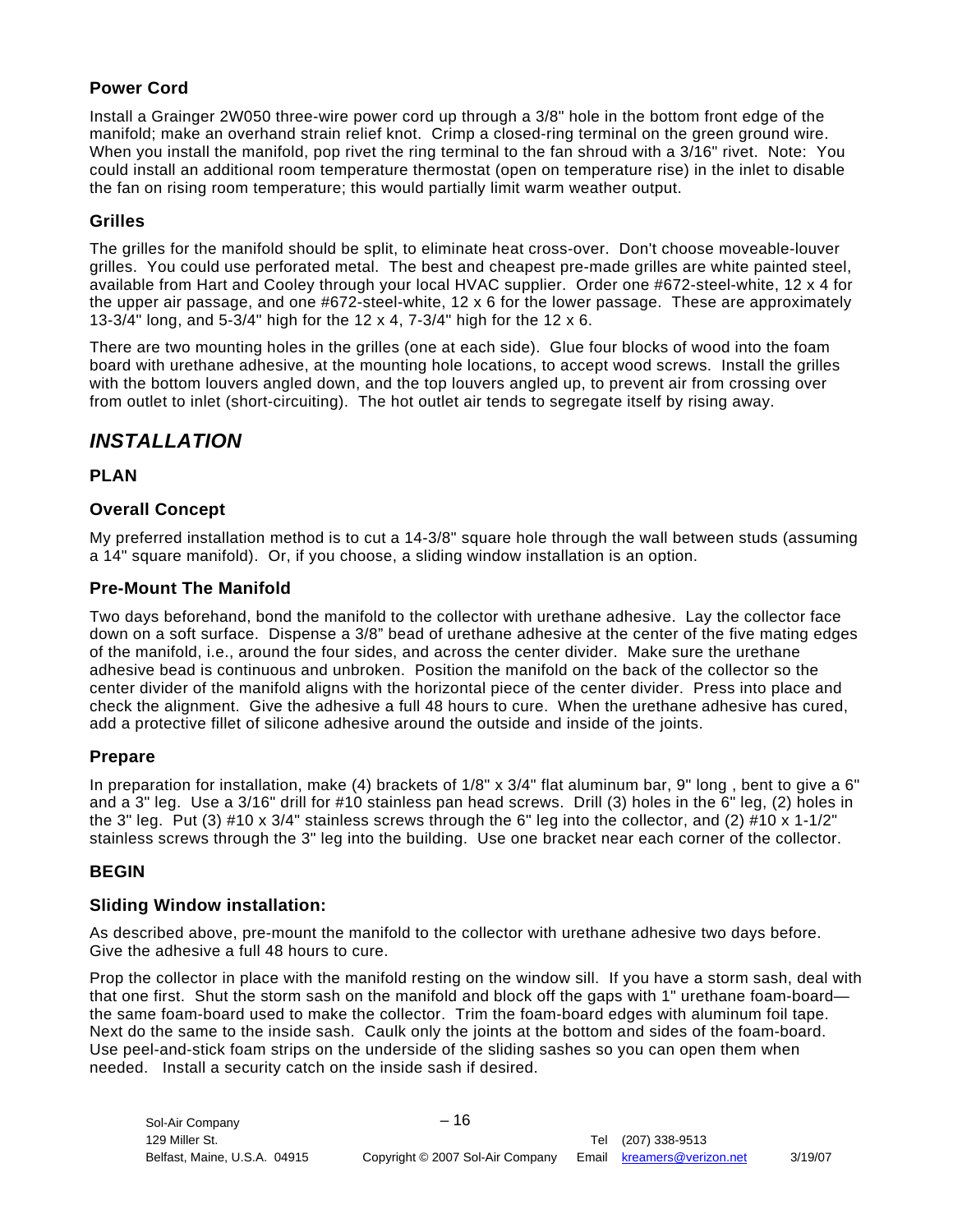### Power Cord

Install a Grainger 2W050 three-wire power cord up through a 3/8" hole in the bottom front edge of the manifold; make an overhand strain relief knot. Crimp a closed-ring terminal on the green ground wire. When you install the manifold, pop rivet the ring terminal to the fan shroud with a 3/16" rivet. Note: You could install an additional room temperature thermostat (open on temperature rise) in the inlet to disable the fan on rising room temperature; this would partially limit warm weather output.

### Grilles

The grilles for the manifold should be split, to eliminate heat cross-over. Don't choose moveable-louver grilles. You could use perforated metal. The best and cheapest pre-made grilles are white painted steel, available from Hart and Cooley through your local HVAC supplier. Order one #672-steel-white, 12 x 4 for the upper air passage, and one #672-steel-white, 12 x 6 for the lower passage. These are approximately 13-3/4" long, and 5-3/4" high for the 12 x 4, 7-3/4" high for the 12 x 6.

There are two mounting holes in the grilles (one at each side). Glue four blocks of wood into the foam board with urethane adhesive, at the mounting hole locations, to accept wood screws. Install the grilles with the bottom louvers angled down, and the top louvers angled up, to prevent air from crossing over from outlet to inlet (short-circuiting). The hot outlet air tends to segregate itself by rising away.

## *INSTALLATION*

### PLAN

### Overall Concept

My preferred installation method is to cut a 14-3/8" square hole through the wall between studs (assuming a 14" square manifold). Or, if you choose, a sliding window installation is an option.

### Pre-Mount The Manifold

Two days beforehand, bond the manifold to the collector with urethane adhesive. Lay the collector face down on a soft surface. Dispense a 3/8" bead of urethane adhesive at the center of the five mating edges of the manifold, i.e., around the four sides, and across the center divider. Make sure the urethane adhesive bead is continuous and unbroken. Position the manifold on the back of the collector so the center divider of the manifold aligns with the horizontal piece of the center divider. Press into place and check the alignment. Give the adhesive a full 48 hours to cure. When the urethane adhesive has cured, add a protective fillet of silicone adhesive around the outside and inside of the joints.

### Prepare

In preparation for installation, make (4) brackets of 1/8" x 3/4" flat aluminum bar, 9" long , bent to give a 6" and a 3" leg. Use a 3/16" drill for #10 stainless pan head screws. Drill (3) holes in the 6" leg, (2) holes in the 3" leg. Put (3) #10 x 3/4" stainless screws through the 6" leg into the collector, and (2) #10 x 1-1/2" stainless screws through the 3" leg into the building. Use one bracket near each corner of the collector.

### BEGIN

### Sliding Window installation:

As described above, pre-mount the manifold to the collector with urethane adhesive two days before. Give the adhesive a full 48 hours to cure.

Prop the collector in place with the manifold resting on the window sill. If you have a storm sash, deal with that one first. Shut the storm sash on the manifold and block off the gaps with 1" urethane foam-board—the same foam-board used to make the collector. Trim the foam-board edges with aluminum foil tape. Next do the same to the inside sash. Caulk only the joints at the bottom and sides of the foam-board. Use peel-and-stick foam strips on the underside of the sliding sashes so you can open them when needed. Install a security catch on the inside sash if desired.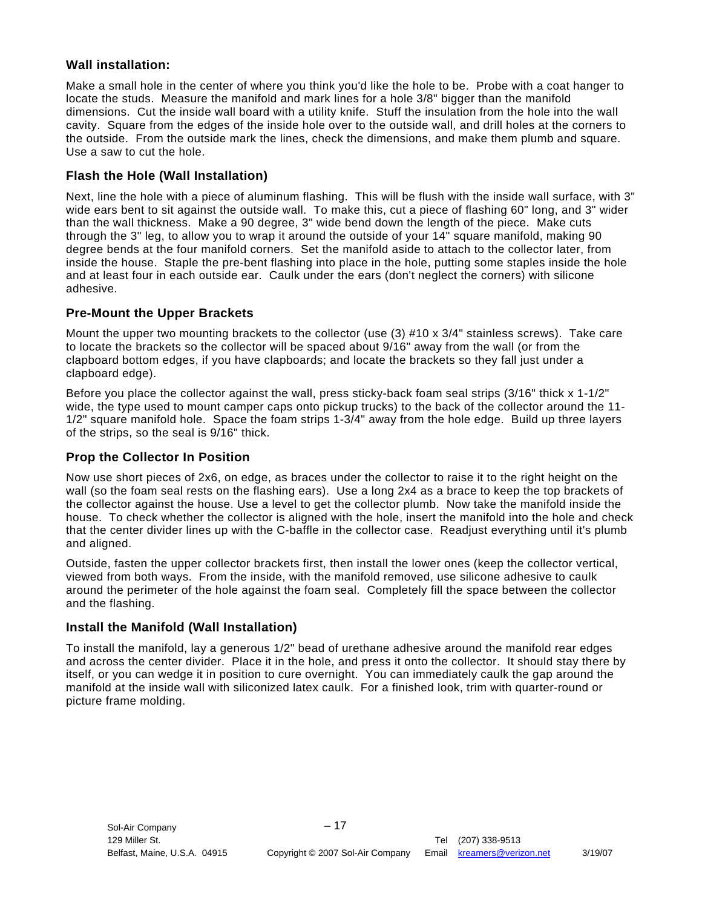### Wall installation:

Make a small hole in the center of where you think you'd like the hole to be. Probe with a coat hanger to locate the studs. Measure the manifold and mark lines for a hole 3/8" bigger than the manifold dimensions. Cut the inside wall board with a utility knife. Stuff the insulation from the hole into the wall cavity. Square from the edges of the inside hole over to the outside wall, and drill holes at the corners to the outside. From the outside mark the lines, check the dimensions, and make them plumb and square. Use a saw to cut the hole.

### Flash the Hole (Wall Installation)

Next, line the hole with a piece of aluminum flashing. This will be flush with the inside wall surface, with 3" wide ears bent to sit against the outside wall. To make this, cut a piece of flashing 60" long, and 3" wider than the wall thickness. Make a 90 degree, 3" wide bend down the length of the piece. Make cuts through the 3" leg, to allow you to wrap it around the outside of your 14" square manifold, making 90 degree bends at the four manifold corners. Set the manifold aside to attach to the collector later, from inside the house. Staple the pre-bent flashing into place in the hole, putting some staples inside the hole and at least four in each outside ear. Caulk under the ears (don't neglect the corners) with silicone adhesive.

### Pre-Mount the Upper Brackets

Mount the upper two mounting brackets to the collector (use (3) #10 x 3/4" stainless screws). Take care to locate the brackets so the collector will be spaced about 9/16" away from the wall (or from the clapboard bottom edges, if you have clapboards; and locate the brackets so they fall just under a clapboard edge).

Before you place the collector against the wall, press sticky-back foam seal strips (3/16" thick x 1-1/2" wide, the type used to mount camper caps onto pickup trucks) to the back of the collector around the 11-1/2" square manifold hole. Space the foam strips 1-3/4" away from the hole edge. Build up three layers of the strips, so the seal is 9/16" thick.

### Prop the Collector In Position

Now use short pieces of 2x6, on edge, as braces under the collector to raise it to the right height on the wall (so the foam seal rests on the flashing ears). Use a long 2x4 as a brace to keep the top brackets of the collector against the house. Use a level to get the collector plumb. Now take the manifold inside the house. To check whether the collector is aligned with the hole, insert the manifold into the hole and check that the center divider lines up with the C-baffle in the collector case. Readjust everything until it's plumb and aligned.

Outside, fasten the upper collector brackets first, then install the lower ones (keep the collector vertical, viewed from both ways. From the inside, with the manifold removed, use silicone adhesive to caulk around the perimeter of the hole against the foam seal. Completely fill the space between the collector and the flashing.

### Install the Manifold (Wall Installation)

To install the manifold, lay a generous 1/2" bead of urethane adhesive around the manifold rear edges and across the center divider. Place it in the hole, and press it onto the collector. It should stay there by itself, or you can wedge it in position to cure overnight. You can immediately caulk the gap around the manifold at the inside wall with siliconized latex caulk. For a finished look, trim with quarter-round or picture frame molding.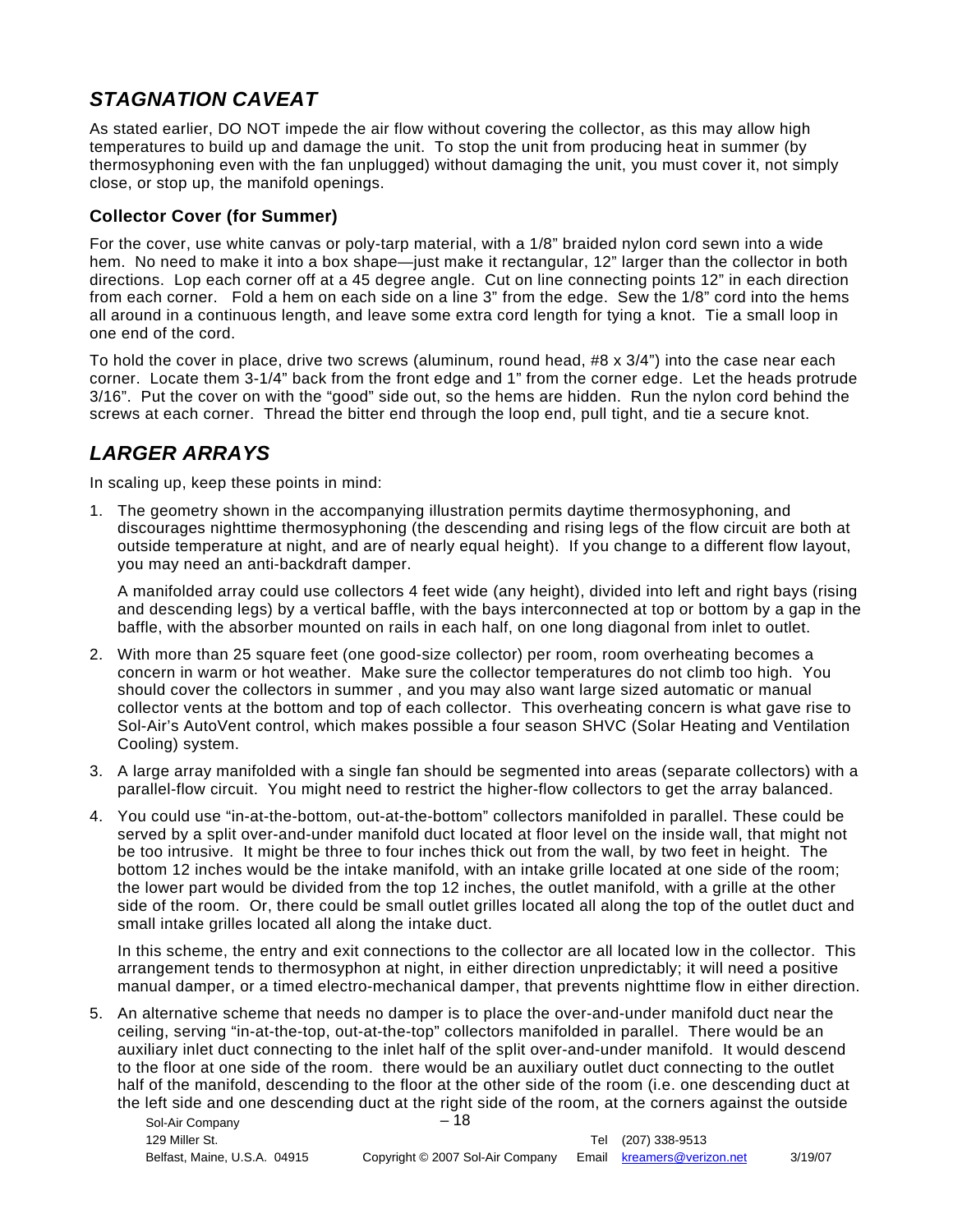## *STAGNATION CAVEAT*

As stated earlier, DO NOT impede the air flow without covering the collector, as this may allow high temperatures to build up and damage the unit. To stop the unit from producing heat in summer (by thermosyphoning even with the fan unplugged) without damaging the unit, you must cover it, not simply close, or stop up, the manifold openings.

### Collector Cover (for Summer)

For the cover, use white canvas or poly-tarp material, with a 1/8" braided nylon cord sewn into a wide hem. No need to make it into a box shape—just make it rectangular, 12" larger than the collector in both directions. Lop each corner off at a 45 degree angle. Cut on line connecting points 12" in each direction from each corner. Fold a hem on each side on a line 3" from the edge. Sew the 1/8" cord into the hems all around in a continuous length, and leave some extra cord length for tying a knot. Tie a small loop in one end of the cord.

To hold the cover in place, drive two screws (aluminum, round head, #8 x 3/4") into the case near each corner. Locate them 3-1/4" back from the front edge and 1" from the corner edge. Let the heads protrude 3/16". Put the cover on with the "good" side out, so the hems are hidden. Run the nylon cord behind the screws at each corner. Thread the bitter end through the loop end, pull tight, and tie a secure knot.

## *LARGER ARRAYS*

In scaling up, keep these points in mind:

1. The geometry shown in the accompanying illustration permits daytime thermosyphoning, and discourages nighttime thermosyphoning (the descending and rising legs of the flow circuit are both at outside temperature at night, and are of nearly equal height). If you change to a different flow layout, you may need an anti-backdraft damper.

   A manifolded array could use collectors 4 feet wide (any height), divided into left and right bays (rising and descending legs) by a vertical baffle, with the bays interconnected at top or bottom by a gap in the baffle, with the absorber mounted on rails in each half, on one long diagonal from inlet to outlet.

2. With more than 25 square feet (one good-size collector) per room, room overheating becomes a concern in warm or hot weather. Make sure the collector temperatures do not climb too high. You should cover the collectors in summer , and you may also want large sized automatic or manual collector vents at the bottom and top of each collector. This overheating concern is what gave rise to Sol-Air's AutoVent control, which makes possible a four season SHVC (Solar Heating and Ventilation Cooling) system.

3. A large array manifolded with a single fan should be segmented into areas (separate collectors) with a parallel-flow circuit. You might need to restrict the higher-flow collectors to get the array balanced.

4. You could use "in-at-the-bottom, out-at-the-bottom" collectors manifolded in parallel. These could be served by a split over-and-under manifold duct located at floor level on the inside wall, that might not be too intrusive. It might be three to four inches thick out from the wall, by two feet in height. The bottom 12 inches would be the intake manifold, with an intake grille located at one side of the room; the lower part would be divided from the top 12 inches, the outlet manifold, with a grille at the other side of the room. Or, there could be small outlet grilles located all along the top of the outlet duct and small intake grilles located all along the intake duct.

   In this scheme, the entry and exit connections to the collector are all located low in the collector. This arrangement tends to thermosyphon at night, in either direction unpredictably; it will need a positive manual damper, or a timed electro-mechanical damper, that prevents nighttime flow in either direction.

5. An alternative scheme that needs no damper is to place the over-and-under manifold duct near the ceiling, serving "in-at-the-top, out-at-the-top" collectors manifolded in parallel. There would be an auxiliary inlet duct connecting to the inlet half of the split over-and-under manifold. It would descend to the floor at one side of the room. there would be an auxiliary outlet duct connecting to the outlet half of the manifold, descending to the floor at the other side of the room (i.e. one descending duct at the left side and one descending duct at the right side of the room, at the corners against the outside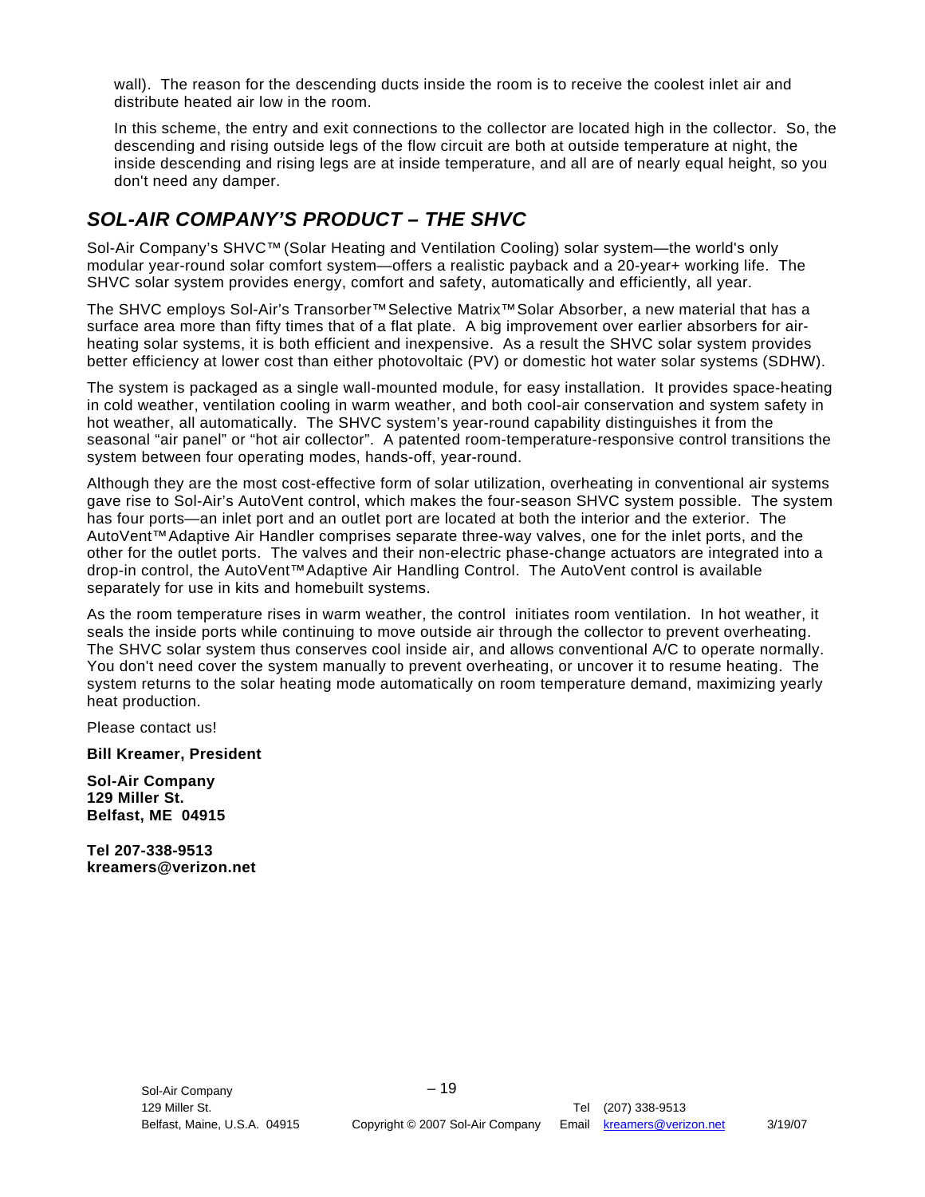wall). The reason for the descending ducts inside the room is to receive the coolest inlet air and distribute heated air low in the room.

In this scheme, the entry and exit connections to the collector are located high in the collector. So, the descending and rising outside legs of the flow circuit are both at outside temperature at night, the inside descending and rising legs are at inside temperature, and all are of nearly equal height, so you don't need any damper.

## *SOL-AIR COMPANY'S PRODUCT – THE SHVC*

Sol-Air Company's SHVC™ (Solar Heating and Ventilation Cooling) solar system—the world's only modular year-round solar comfort system—offers a realistic payback and a 20-year+ working life. The SHVC solar system provides energy, comfort and safety, automatically and efficiently, all year.

The SHVC employs Sol-Air's Transorber™ Selective Matrix™ Solar Absorber, a new material that has a surface area more than fifty times that of a flat plate. A big improvement over earlier absorbers for air-heating solar systems, it is both efficient and inexpensive. As a result the SHVC solar system provides better efficiency at lower cost than either photovoltaic (PV) or domestic hot water solar systems (SDHW).

The system is packaged as a single wall-mounted module, for easy installation. It provides space-heating in cold weather, ventilation cooling in warm weather, and both cool-air conservation and system safety in hot weather, all automatically. The SHVC system's year-round capability distinguishes it from the seasonal "air panel" or "hot air collector". A patented room-temperature-responsive control transitions the system between four operating modes, hands-off, year-round.

Although they are the most cost-effective form of solar utilization, overheating in conventional air systems gave rise to Sol-Air's AutoVent control, which makes the four-season SHVC system possible. The system has four ports—an inlet port and an outlet port are located at both the interior and the exterior. The AutoVent™ Adaptive Air Handler comprises separate three-way valves, one for the inlet ports, and the other for the outlet ports. The valves and their non-electric phase-change actuators are integrated into a drop-in control, the AutoVent™ Adaptive Air Handling Control. The AutoVent control is available separately for use in kits and homebuilt systems.

As the room temperature rises in warm weather, the control initiates room ventilation. In hot weather, it seals the inside ports while continuing to move outside air through the collector to prevent overheating. The SHVC solar system thus conserves cool inside air, and allows conventional A/C to operate normally. You don't need cover the system manually to prevent overheating, or uncover it to resume heating. The system returns to the solar heating mode automatically on room temperature demand, maximizing yearly heat production.

Please contact us!

**Bill Kreamer, President**

**Sol-Air Company**
**129 Miller St.**
**Belfast, ME 04915**

**Tel 207-338-9513**
**kreamers@verizon.net**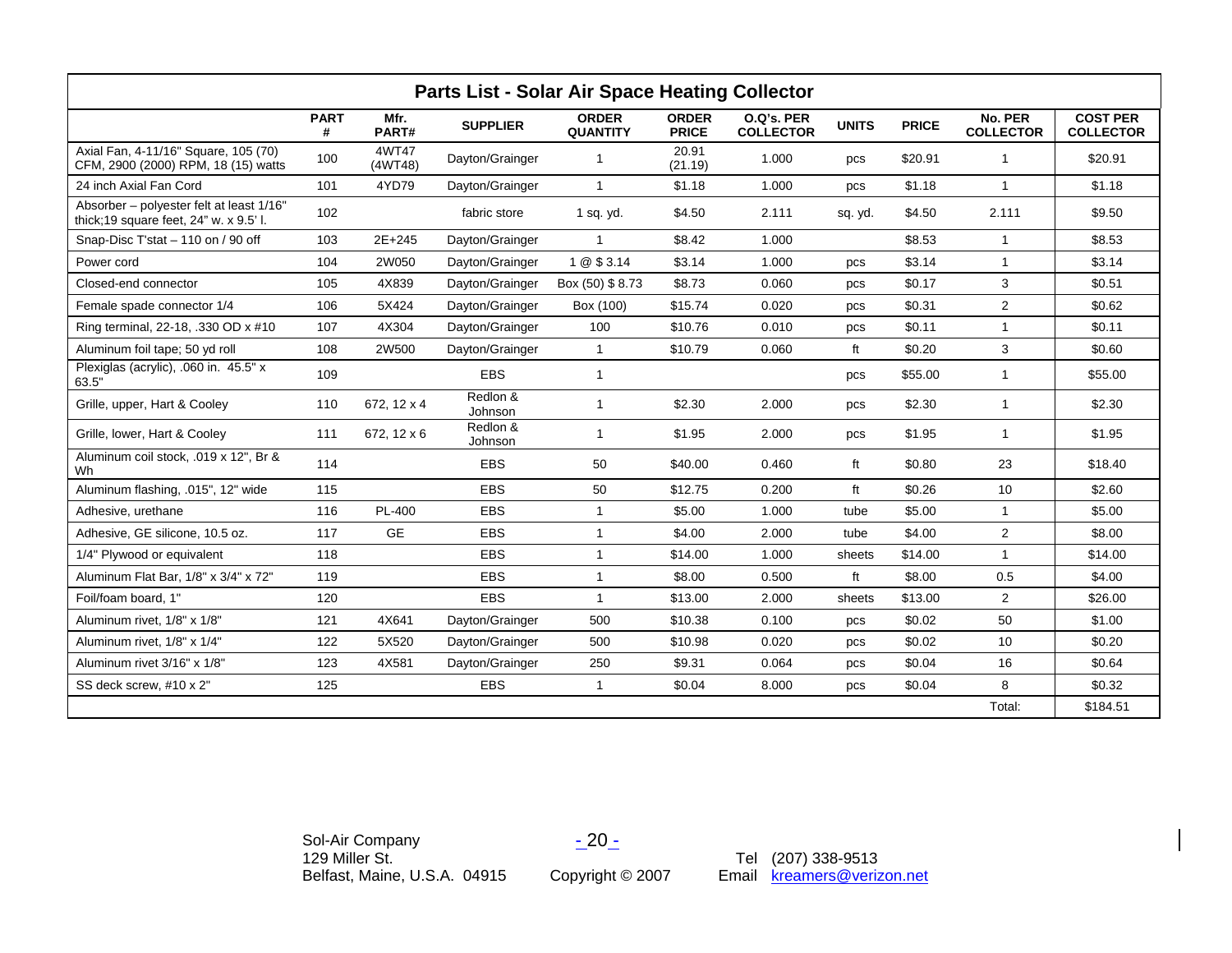## Parts List - Solar Air Space Heating Collector

| | PART # | Mfr. PART# | SUPPLIER | ORDER QUANTITY | ORDER PRICE | O.Q's. PER COLLECTOR | UNITS | PRICE | No. PER COLLECTOR | COST PER COLLECTOR |
|---|---|---|---|---|---|---|---|---|---|---|
| Axial Fan, 4-11/16" Square, 105 (70) CFM, 2900 (2000) RPM, 18 (15) watts | 100 | 4WT47 (4WT48) | Dayton/Grainger | 1 | 20.91 (21.19) | 1.000 | pcs | $20.91 | 1 | $20.91 |
| 24 inch Axial Fan Cord | 101 | 4YD79 | Dayton/Grainger | 1 | $1.18 | 1.000 | pcs | $1.18 | 1 | $1.18 |
| Absorber – polyester felt at least 1/16" thick;19 square feet, 24" w. x 9.5' l. | 102 | | fabric store | 1 sq. yd. | $4.50 | 2.111 | sq. yd. | $4.50 | 2.111 | $9.50 |
| Snap-Disc T'stat – 110 on / 90 off | 103 | 2E+245 | Dayton/Grainger | 1 | $8.42 | 1.000 | | $8.53 | 1 | $8.53 |
| Power cord | 104 | 2W050 | Dayton/Grainger | 1 @ $ 3.14 | $3.14 | 1.000 | pcs | $3.14 | 1 | $3.14 |
| Closed-end connector | 105 | 4X839 | Dayton/Grainger | Box (50) $ 8.73 | $8.73 | 0.060 | pcs | $0.17 | 3 | $0.51 |
| Female spade connector 1/4 | 106 | 5X424 | Dayton/Grainger | Box (100) | $15.74 | 0.020 | pcs | $0.31 | 2 | $0.62 |
| Ring terminal, 22-18, .330 OD x #10 | 107 | 4X304 | Dayton/Grainger | 100 | $10.76 | 0.010 | pcs | $0.11 | 1 | $0.11 |
| Aluminum foil tape; 50 yd roll | 108 | 2W500 | Dayton/Grainger | 1 | $10.79 | 0.060 | ft | $0.20 | 3 | $0.60 |
| Plexiglas (acrylic), .060 in. 45.5" x 63.5" | 109 | | EBS | 1 | | | pcs | $55.00 | 1 | $55.00 |
| Grille, upper, Hart & Cooley | 110 | 672, 12 x 4 | Redlon & Johnson | 1 | $2.30 | 2.000 | pcs | $2.30 | 1 | $2.30 |
| Grille, lower, Hart & Cooley | 111 | 672, 12 x 6 | Redlon & Johnson | 1 | $1.95 | 2.000 | pcs | $1.95 | 1 | $1.95 |
| Aluminum coil stock, .019 x 12", Br & Wh | 114 | | EBS | 50 | $40.00 | 0.460 | ft | $0.80 | 23 | $18.40 |
| Aluminum flashing, .015", 12" wide | 115 | | EBS | 50 | $12.75 | 0.200 | ft | $0.26 | 10 | $2.60 |
| Adhesive, urethane | 116 | PL-400 | EBS | 1 | $5.00 | 1.000 | tube | $5.00 | 1 | $5.00 |
| Adhesive, GE silicone, 10.5 oz. | 117 | GE | EBS | 1 | $4.00 | 2.000 | tube | $4.00 | 2 | $8.00 |
| 1/4" Plywood or equivalent | 118 | | EBS | 1 | $14.00 | 1.000 | sheets | $14.00 | 1 | $14.00 |
| Aluminum Flat Bar, 1/8" x 3/4" x 72" | 119 | | EBS | 1 | $8.00 | 0.500 | ft | $8.00 | 0.5 | $4.00 |
| Foil/foam board, 1" | 120 | | EBS | 1 | $13.00 | 2.000 | sheets | $13.00 | 2 | $26.00 |
| Aluminum rivet, 1/8" x 1/8" | 121 | 4X641 | Dayton/Grainger | 500 | $10.38 | 0.100 | pcs | $0.02 | 50 | $1.00 |
| Aluminum rivet, 1/8" x 1/4" | 122 | 5X520 | Dayton/Grainger | 500 | $10.98 | 0.020 | pcs | $0.02 | 10 | $0.20 |
| Aluminum rivet 3/16" x 1/8" | 123 | 4X581 | Dayton/Grainger | 250 | $9.31 | 0.064 | pcs | $0.04 | 16 | $0.64 |
| SS deck screw, #10 x 2" | 125 | | EBS | 1 | $0.04 | 8.000 | pcs | $0.04 | 8 | $0.32 |
| | | | | | | | | | Total: | $184.51 |

Sol-Air Company
129 Miller St.
Belfast, Maine, U.S.A. 04915

Copyright © 2007

Tel (207) 338-9513
Email kreamers@verizon.net